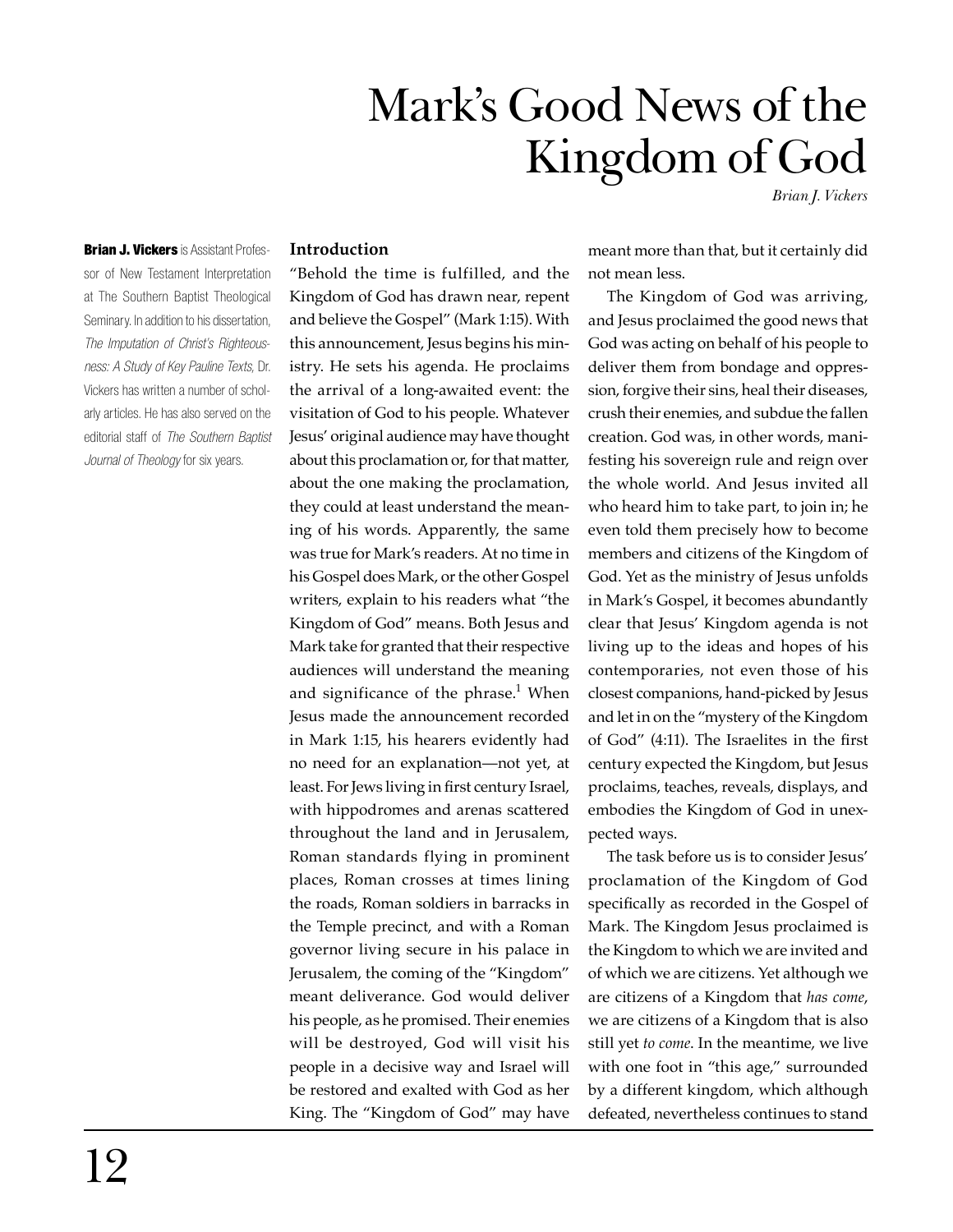# Mark's Good News of the Kingdom of God

*Brian J. Vickers*

**Brian J. Vickers** is Assistant Professor of New Testament Interpretation at The Southern Baptist Theological Seminary. In addition to his dissertation, *The Imputation of Christ's Righteousness: A Study of Key Pauline Texts*, Dr. Vickers has written a number of scholarly articles. He has also served on the editorial staff of *The Southern Baptist Journal of Theology* for six years.

## Introduction

"Behold the time is fulfilled, and the Kingdom of God has drawn near, repent and believe the Gospel" (Mark 1:15). With this announcement, Jesus begins his ministry. He sets his agenda. He proclaims the arrival of a long-awaited event: the visitation of God to his people. Whatever Jesus' original audience may have thought about this proclamation or, for that matter, about the one making the proclamation, they could at least understand the meaning of his words. Apparently, the same was true for Mark's readers. At no time in his Gospel does Mark, or the other Gospel writers, explain to his readers what "the Kingdom of God" means. Both Jesus and Mark take for granted that their respective audiences will understand the meaning and significance of the phrase.[1] When Jesus made the announcement recorded in Mark 1:15, his hearers evidently had no need for an explanation—not yet, at least. For Jews living in first century Israel, with hippodromes and arenas scattered throughout the land and in Jerusalem, Roman standards flying in prominent places, Roman crosses at times lining the roads, Roman soldiers in barracks in the Temple precinct, and with a Roman governor living secure in his palace in Jerusalem, the coming of the "Kingdom" meant deliverance. God would deliver his people, as he promised. Their enemies will be destroyed, God will visit his people in a decisive way and Israel will be restored and exalted with God as her King. The "Kingdom of God" may have meant more than that, but it certainly did not mean less.

The Kingdom of God was arriving, and Jesus proclaimed the good news that God was acting on behalf of his people to deliver them from bondage and oppression, forgive their sins, heal their diseases, crush their enemies, and subdue the fallen creation. God was, in other words, manifesting his sovereign rule and reign over the whole world. And Jesus invited all who heard him to take part, to join in; he even told them precisely how to become members and citizens of the Kingdom of God. Yet as the ministry of Jesus unfolds in Mark's Gospel, it becomes abundantly clear that Jesus' Kingdom agenda is not living up to the ideas and hopes of his contemporaries, not even those of his closest companions, hand-picked by Jesus and let in on the "mystery of the Kingdom of God" (4:11). The Israelites in the first century expected the Kingdom, but Jesus proclaims, teaches, reveals, displays, and embodies the Kingdom of God in unexpected ways.

The task before us is to consider Jesus' proclamation of the Kingdom of God specifically as recorded in the Gospel of Mark. The Kingdom Jesus proclaimed is the Kingdom to which we are invited and of which we are citizens. Yet although we are citizens of a Kingdom that *has come*, we are citizens of a Kingdom that is also still yet *to come*. In the meantime, we live with one foot in "this age," surrounded by a different kingdom, which although defeated, nevertheless continues to stand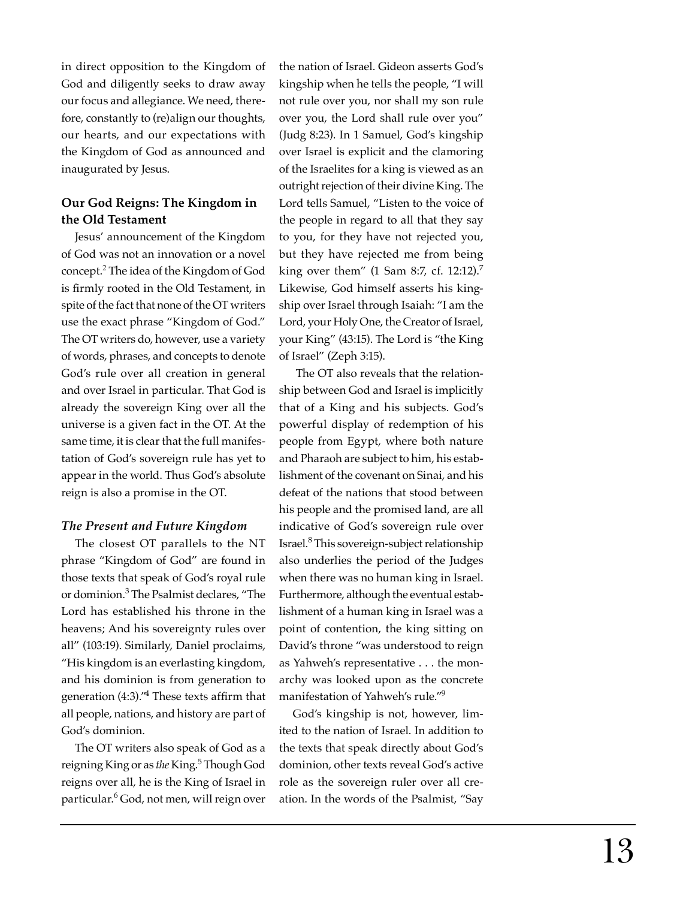in direct opposition to the Kingdom of God and diligently seeks to draw away our focus and allegiance. We need, therefore, constantly to (re)align our thoughts, our hearts, and our expectations with the Kingdom of God as announced and inaugurated by Jesus.

## Our God Reigns: The Kingdom in the Old Testament

Jesus' announcement of the Kingdom of God was not an innovation or a novel concept.[2] The idea of the Kingdom of God is firmly rooted in the Old Testament, in spite of the fact that none of the OT writers use the exact phrase "Kingdom of God." The OT writers do, however, use a variety of words, phrases, and concepts to denote God's rule over all creation in general and over Israel in particular. That God is already the sovereign King over all the universe is a given fact in the OT. At the same time, it is clear that the full manifestation of God's sovereign rule has yet to appear in the world. Thus God's absolute reign is also a promise in the OT.

### *The Present and Future Kingdom*

The closest OT parallels to the NT phrase "Kingdom of God" are found in those texts that speak of God's royal rule or dominion.[3] The Psalmist declares, "The Lord has established his throne in the heavens; And his sovereignty rules over all" (103:19). Similarly, Daniel proclaims, "His kingdom is an everlasting kingdom, and his dominion is from generation to generation (4:3)."[4] These texts affirm that all people, nations, and history are part of God's dominion.

The OT writers also speak of God as a reigning King or as *the* King.[5] Though God reigns over all, he is the King of Israel in particular.[6] God, not men, will reign over the nation of Israel. Gideon asserts God's kingship when he tells the people, "I will not rule over you, nor shall my son rule over you, the Lord shall rule over you" (Judg 8:23). In 1 Samuel, God's kingship over Israel is explicit and the clamoring of the Israelites for a king is viewed as an outright rejection of their divine King. The Lord tells Samuel, "Listen to the voice of the people in regard to all that they say to you, for they have not rejected you, but they have rejected me from being king over them" (1 Sam 8:7, cf. 12:12).[7] Likewise, God himself asserts his kingship over Israel through Isaiah: "I am the Lord, your Holy One, the Creator of Israel, your King" (43:15). The Lord is "the King of Israel" (Zeph 3:15).

The OT also reveals that the relationship between God and Israel is implicitly that of a King and his subjects. God's powerful display of redemption of his people from Egypt, where both nature and Pharaoh are subject to him, his establishment of the covenant on Sinai, and his defeat of the nations that stood between his people and the promised land, are all indicative of God's sovereign rule over Israel.[8] This sovereign-subject relationship also underlies the period of the Judges when there was no human king in Israel. Furthermore, although the eventual establishment of a human king in Israel was a point of contention, the king sitting on David's throne "was understood to reign as Yahweh's representative . . . the monarchy was looked upon as the concrete manifestation of Yahweh's rule."[9]

God's kingship is not, however, limited to the nation of Israel. In addition to the texts that speak directly about God's dominion, other texts reveal God's active role as the sovereign ruler over all creation. In the words of the Psalmist, "Say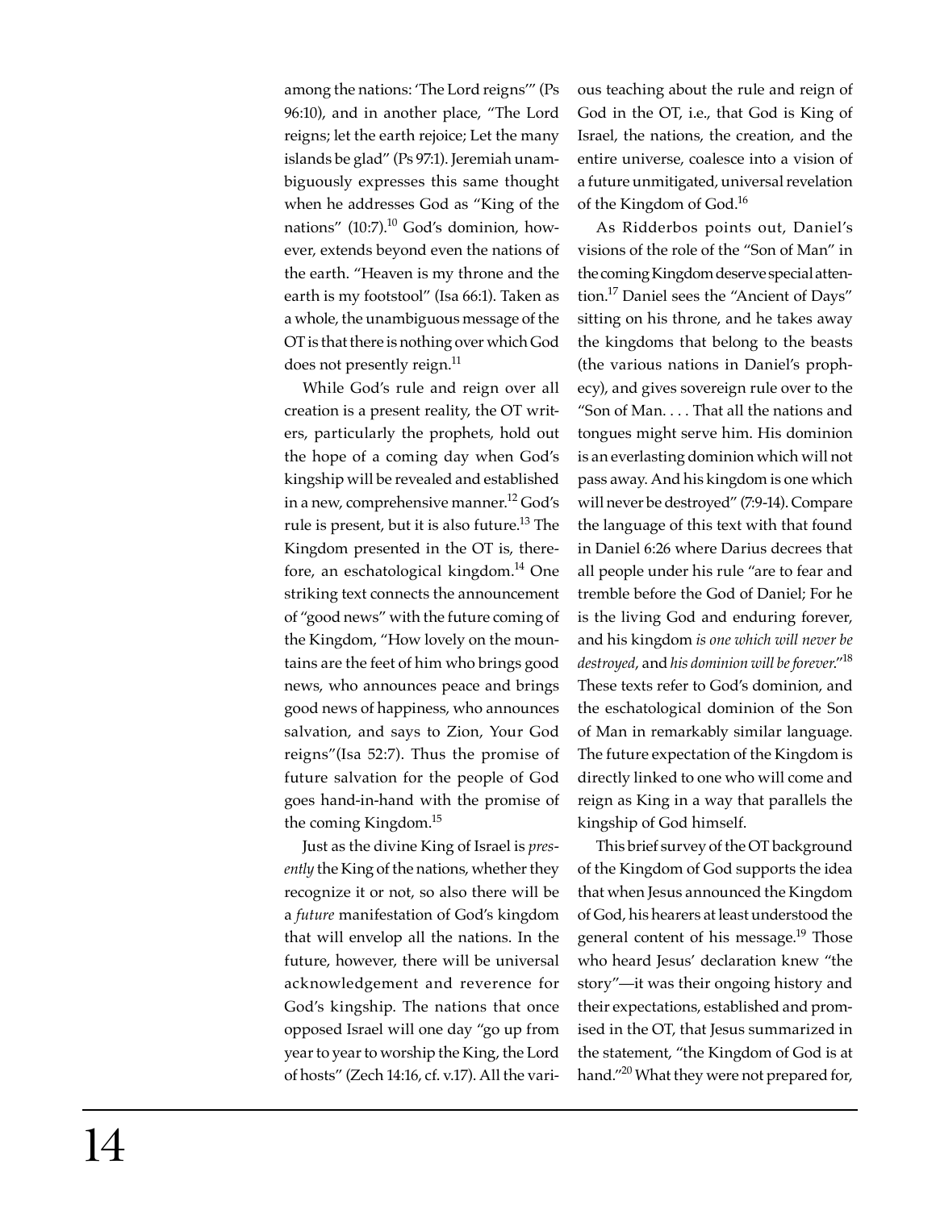among the nations: 'The Lord reigns'" (Ps 96:10), and in another place, "The Lord reigns; let the earth rejoice; Let the many islands be glad" (Ps 97:1). Jeremiah unambiguously expresses this same thought when he addresses God as "King of the nations" (10:7).[10] God's dominion, however, extends beyond even the nations of the earth. "Heaven is my throne and the earth is my footstool" (Isa 66:1). Taken as a whole, the unambiguous message of the OT is that there is nothing over which God does not presently reign.[11]

While God's rule and reign over all creation is a present reality, the OT writers, particularly the prophets, hold out the hope of a coming day when God's kingship will be revealed and established in a new, comprehensive manner.[12] God's rule is present, but it is also future.[13] The Kingdom presented in the OT is, therefore, an eschatological kingdom.[14] One striking text connects the announcement of "good news" with the future coming of the Kingdom, "How lovely on the mountains are the feet of him who brings good news, who announces peace and brings good news of happiness, who announces salvation, and says to Zion, Your God reigns"(Isa 52:7). Thus the promise of future salvation for the people of God goes hand-in-hand with the promise of the coming Kingdom.[15]

Just as the divine King of Israel is *presently* the King of the nations, whether they recognize it or not, so also there will be a *future* manifestation of God's kingdom that will envelop all the nations. In the future, however, there will be universal acknowledgement and reverence for God's kingship. The nations that once opposed Israel will one day "go up from year to year to worship the King, the Lord of hosts" (Zech 14:16, cf. v.17). All the various teaching about the rule and reign of God in the OT, i.e., that God is King of Israel, the nations, the creation, and the entire universe, coalesce into a vision of a future unmitigated, universal revelation of the Kingdom of God.[16]

As Ridderbos points out, Daniel's visions of the role of the "Son of Man" in the coming Kingdom deserve special attention.[17] Daniel sees the "Ancient of Days" sitting on his throne, and he takes away the kingdoms that belong to the beasts (the various nations in Daniel's prophecy), and gives sovereign rule over to the "Son of Man. . . . That all the nations and tongues might serve him. His dominion is an everlasting dominion which will not pass away. And his kingdom is one which will never be destroyed" (7:9-14). Compare the language of this text with that found in Daniel 6:26 where Darius decrees that all people under his rule "are to fear and tremble before the God of Daniel; For he is the living God and enduring forever, and his kingdom *is one which will never be destroyed*, and *his dominion will be forever*."[18] These texts refer to God's dominion, and the eschatological dominion of the Son of Man in remarkably similar language. The future expectation of the Kingdom is directly linked to one who will come and reign as King in a way that parallels the kingship of God himself.

This brief survey of the OT background of the Kingdom of God supports the idea that when Jesus announced the Kingdom of God, his hearers at least understood the general content of his message.[19] Those who heard Jesus' declaration knew "the story"—it was their ongoing history and their expectations, established and promised in the OT, that Jesus summarized in the statement, "the Kingdom of God is at hand."[20] What they were not prepared for,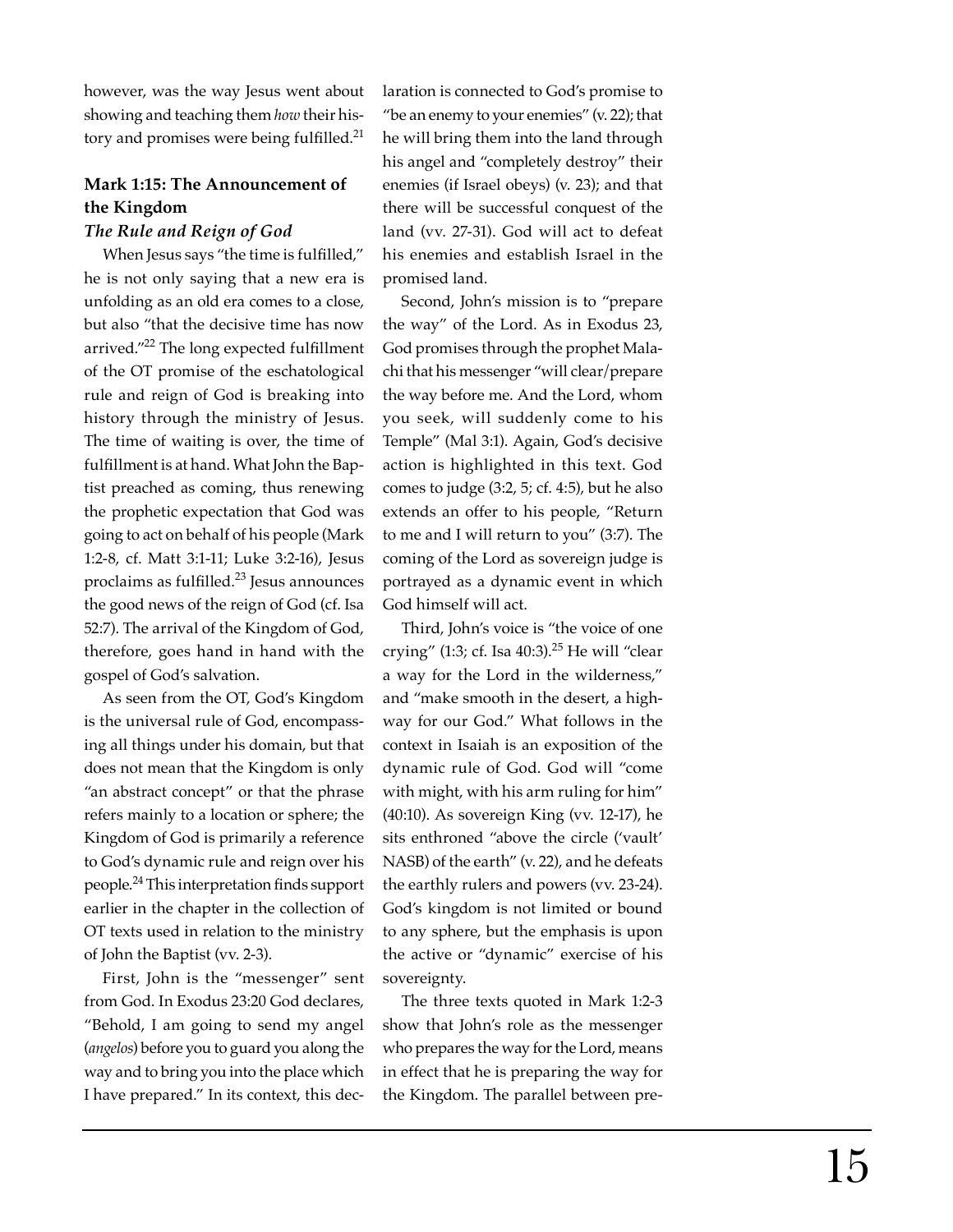however, was the way Jesus went about showing and teaching them *how* their history and promises were being fulfilled.[21]

### Mark 1:15: The Announcement of the Kingdom

#### *The Rule and Reign of God*

When Jesus says "the time is fulfilled," he is not only saying that a new era is unfolding as an old era comes to a close, but also "that the decisive time has now arrived."[22] The long expected fulfillment of the OT promise of the eschatological rule and reign of God is breaking into history through the ministry of Jesus. The time of waiting is over, the time of fulfillment is at hand. What John the Baptist preached as coming, thus renewing the prophetic expectation that God was going to act on behalf of his people (Mark 1:2-8, cf. Matt 3:1-11; Luke 3:2-16), Jesus proclaims as fulfilled.[23] Jesus announces the good news of the reign of God (cf. Isa 52:7). The arrival of the Kingdom of God, therefore, goes hand in hand with the gospel of God's salvation.

As seen from the OT, God's Kingdom is the universal rule of God, encompassing all things under his domain, but that does not mean that the Kingdom is only "an abstract concept" or that the phrase refers mainly to a location or sphere; the Kingdom of God is primarily a reference to God's dynamic rule and reign over his people.[24] This interpretation finds support earlier in the chapter in the collection of OT texts used in relation to the ministry of John the Baptist (vv. 2-3).

First, John is the "messenger" sent from God. In Exodus 23:20 God declares, "Behold, I am going to send my angel (*angelos*) before you to guard you along the way and to bring you into the place which I have prepared." In its context, this declaration is connected to God's promise to "be an enemy to your enemies" (v. 22); that he will bring them into the land through his angel and "completely destroy" their enemies (if Israel obeys) (v. 23); and that there will be successful conquest of the land (vv. 27-31). God will act to defeat his enemies and establish Israel in the promised land.

Second, John's mission is to "prepare the way" of the Lord. As in Exodus 23, God promises through the prophet Malachi that his messenger "will clear/prepare the way before me. And the Lord, whom you seek, will suddenly come to his Temple" (Mal 3:1). Again, God's decisive action is highlighted in this text. God comes to judge (3:2, 5; cf. 4:5), but he also extends an offer to his people, "Return to me and I will return to you" (3:7). The coming of the Lord as sovereign judge is portrayed as a dynamic event in which God himself will act.

Third, John's voice is "the voice of one crying" (1:3; cf. Isa 40:3).[25] He will "clear a way for the Lord in the wilderness," and "make smooth in the desert, a highway for our God." What follows in the context in Isaiah is an exposition of the dynamic rule of God. God will "come with might, with his arm ruling for him" (40:10). As sovereign King (vv. 12-17), he sits enthroned "above the circle ('vault' NASB) of the earth" (v. 22), and he defeats the earthly rulers and powers (vv. 23-24). God's kingdom is not limited or bound to any sphere, but the emphasis is upon the active or "dynamic" exercise of his sovereignty.

The three texts quoted in Mark 1:2-3 show that John's role as the messenger who prepares the way for the Lord, means in effect that he is preparing the way for the Kingdom. The parallel between pre-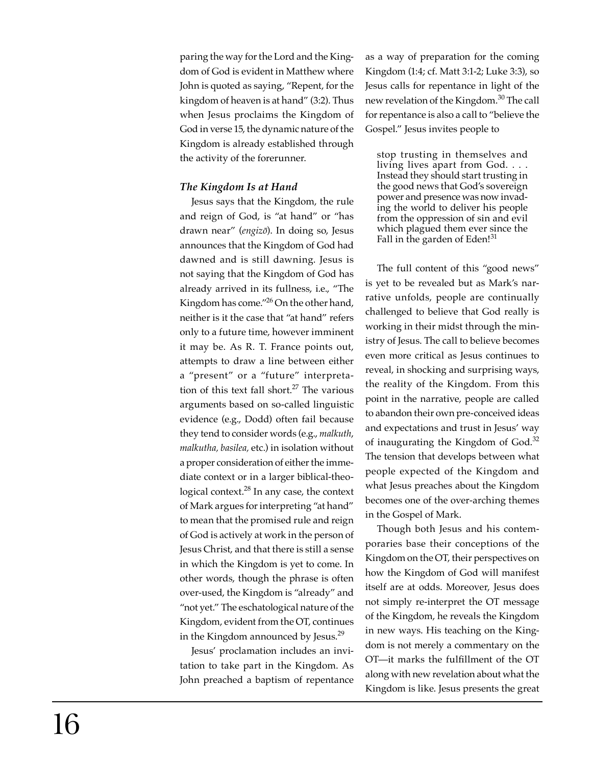paring the way for the Lord and the Kingdom of God is evident in Matthew where John is quoted as saying, "Repent, for the kingdom of heaven is at hand" (3:2). Thus when Jesus proclaims the Kingdom of God in verse 15, the dynamic nature of the Kingdom is already established through the activity of the forerunner.

### *The Kingdom Is at Hand*

Jesus says that the Kingdom, the rule and reign of God, is "at hand" or "has drawn near" (*engizō*). In doing so, Jesus announces that the Kingdom of God had dawned and is still dawning. Jesus is not saying that the Kingdom of God has already arrived in its fullness, i.e., "The Kingdom has come."[26] On the other hand, neither is it the case that "at hand" refers only to a future time, however imminent it may be. As R. T. France points out, attempts to draw a line between either a "present" or a "future" interpretation of this text fall short.[27] The various arguments based on so-called linguistic evidence (e.g., Dodd) often fail because they tend to consider words (e.g., *malkuth*, *malkutha, basilea,* etc.) in isolation without a proper consideration of either the immediate context or in a larger biblical-theological context.[28] In any case, the context of Mark argues for interpreting "at hand" to mean that the promised rule and reign of God is actively at work in the person of Jesus Christ, and that there is still a sense in which the Kingdom is yet to come. In other words, though the phrase is often over-used, the Kingdom is "already" and "not yet." The eschatological nature of the Kingdom, evident from the OT, continues in the Kingdom announced by Jesus.[29]

Jesus' proclamation includes an invitation to take part in the Kingdom. As John preached a baptism of repentance as a way of preparation for the coming Kingdom (1:4; cf. Matt 3:1-2; Luke 3:3), so Jesus calls for repentance in light of the new revelation of the Kingdom.[30] The call for repentance is also a call to "believe the Gospel." Jesus invites people to

> stop trusting in themselves and living lives apart from God. . . . Instead they should start trusting in the good news that God's sovereign power and presence was now invading the world to deliver his people from the oppression of sin and evil which plagued them ever since the Fall in the garden of Eden![31]

The full content of this "good news" is yet to be revealed but as Mark's narrative unfolds, people are continually challenged to believe that God really is working in their midst through the ministry of Jesus. The call to believe becomes even more critical as Jesus continues to reveal, in shocking and surprising ways, the reality of the Kingdom. From this point in the narrative, people are called to abandon their own pre-conceived ideas and expectations and trust in Jesus' way of inaugurating the Kingdom of God.[32] The tension that develops between what people expected of the Kingdom and what Jesus preaches about the Kingdom becomes one of the over-arching themes in the Gospel of Mark.

Though both Jesus and his contemporaries base their conceptions of the Kingdom on the OT, their perspectives on how the Kingdom of God will manifest itself are at odds. Moreover, Jesus does not simply re-interpret the OT message of the Kingdom, he reveals the Kingdom in new ways. His teaching on the Kingdom is not merely a commentary on the OT—it marks the fulfillment of the OT along with new revelation about what the Kingdom is like. Jesus presents the great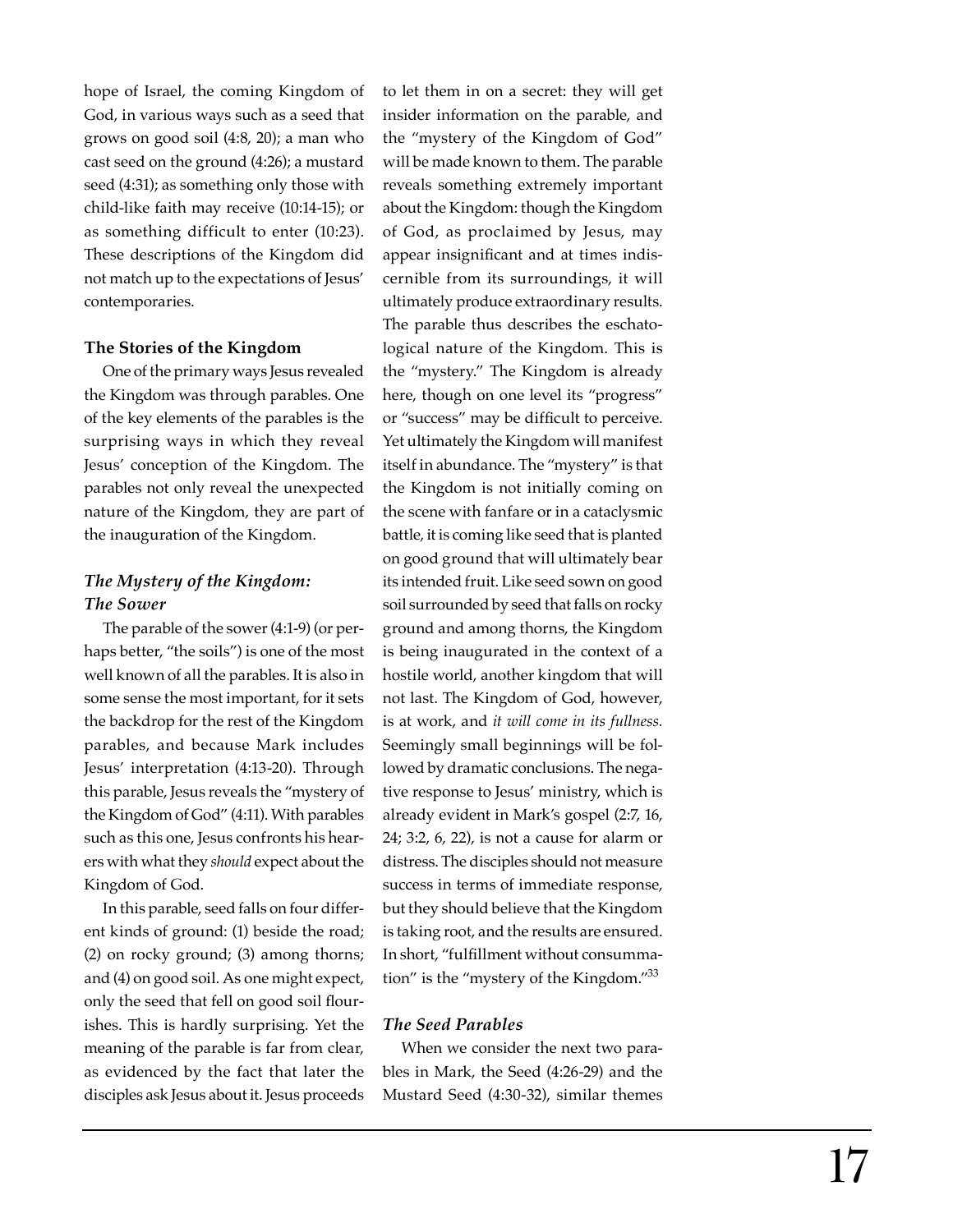hope of Israel, the coming Kingdom of God, in various ways such as a seed that grows on good soil (4:8, 20); a man who cast seed on the ground (4:26); a mustard seed (4:31); as something only those with child-like faith may receive (10:14-15); or as something difficult to enter (10:23). These descriptions of the Kingdom did not match up to the expectations of Jesus' contemporaries.

### The Stories of the Kingdom

One of the primary ways Jesus revealed the Kingdom was through parables. One of the key elements of the parables is the surprising ways in which they reveal Jesus' conception of the Kingdom. The parables not only reveal the unexpected nature of the Kingdom, they are part of the inauguration of the Kingdom.

#### *The Mystery of the Kingdom: The Sower*

The parable of the sower (4:1-9) (or perhaps better, "the soils") is one of the most well known of all the parables. It is also in some sense the most important, for it sets the backdrop for the rest of the Kingdom parables, and because Mark includes Jesus' interpretation (4:13-20). Through this parable, Jesus reveals the "mystery of the Kingdom of God" (4:11). With parables such as this one, Jesus confronts his hearers with what they *should* expect about the Kingdom of God.

In this parable, seed falls on four different kinds of ground: (1) beside the road; (2) on rocky ground; (3) among thorns; and (4) on good soil. As one might expect, only the seed that fell on good soil flourishes. This is hardly surprising. Yet the meaning of the parable is far from clear, as evidenced by the fact that later the disciples ask Jesus about it. Jesus proceeds to let them in on a secret: they will get insider information on the parable, and the "mystery of the Kingdom of God" will be made known to them. The parable reveals something extremely important about the Kingdom: though the Kingdom of God, as proclaimed by Jesus, may appear insignificant and at times indiscernible from its surroundings, it will ultimately produce extraordinary results. The parable thus describes the eschatological nature of the Kingdom. This is the "mystery." The Kingdom is already here, though on one level its "progress" or "success" may be difficult to perceive. Yet ultimately the Kingdom will manifest itself in abundance. The "mystery" is that the Kingdom is not initially coming on the scene with fanfare or in a cataclysmic battle, it is coming like seed that is planted on good ground that will ultimately bear its intended fruit. Like seed sown on good soil surrounded by seed that falls on rocky ground and among thorns, the Kingdom is being inaugurated in the context of a hostile world, another kingdom that will not last. The Kingdom of God, however, is at work, and *it will come in its fullness.* Seemingly small beginnings will be followed by dramatic conclusions. The negative response to Jesus' ministry, which is already evident in Mark's gospel (2:7, 16, 24; 3:2, 6, 22), is not a cause for alarm or distress. The disciples should not measure success in terms of immediate response, but they should believe that the Kingdom is taking root, and the results are ensured. In short, "fulfillment without consummation" is the "mystery of the Kingdom."[33]

#### *The Seed Parables*

When we consider the next two parables in Mark, the Seed (4:26-29) and the Mustard Seed (4:30-32), similar themes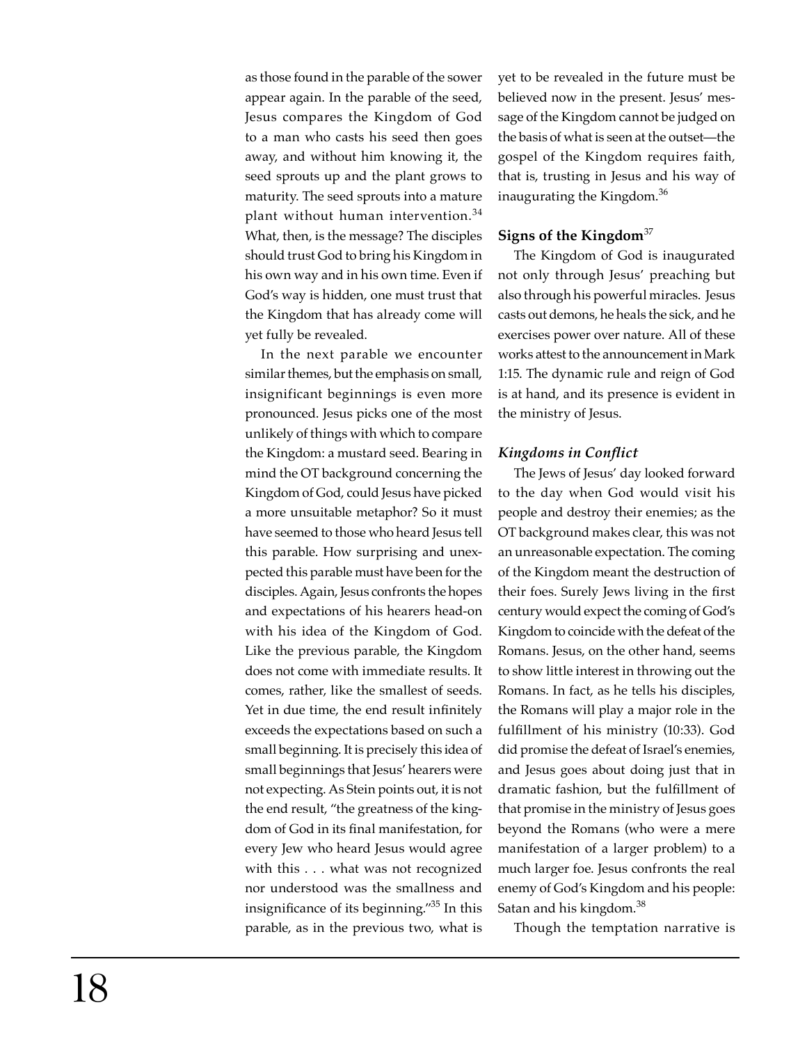as those found in the parable of the sower appear again. In the parable of the seed, Jesus compares the Kingdom of God to a man who casts his seed then goes away, and without him knowing it, the seed sprouts up and the plant grows to maturity. The seed sprouts into a mature plant without human intervention.[34] What, then, is the message? The disciples should trust God to bring his Kingdom in his own way and in his own time. Even if God's way is hidden, one must trust that the Kingdom that has already come will yet fully be revealed.

In the next parable we encounter similar themes, but the emphasis on small, insignificant beginnings is even more pronounced. Jesus picks one of the most unlikely of things with which to compare the Kingdom: a mustard seed. Bearing in mind the OT background concerning the Kingdom of God, could Jesus have picked a more unsuitable metaphor? So it must have seemed to those who heard Jesus tell this parable. How surprising and unexpected this parable must have been for the disciples. Again, Jesus confronts the hopes and expectations of his hearers head-on with his idea of the Kingdom of God. Like the previous parable, the Kingdom does not come with immediate results. It comes, rather, like the smallest of seeds. Yet in due time, the end result infinitely exceeds the expectations based on such a small beginning. It is precisely this idea of small beginnings that Jesus' hearers were not expecting. As Stein points out, it is not the end result, "the greatness of the kingdom of God in its final manifestation, for every Jew who heard Jesus would agree with this . . . what was not recognized nor understood was the smallness and insignificance of its beginning."[35] In this parable, as in the previous two, what is yet to be revealed in the future must be believed now in the present. Jesus' message of the Kingdom cannot be judged on the basis of what is seen at the outset—the gospel of the Kingdom requires faith, that is, trusting in Jesus and his way of inaugurating the Kingdom.[36]

## Signs of the Kingdom[37]

The Kingdom of God is inaugurated not only through Jesus' preaching but also through his powerful miracles. Jesus casts out demons, he heals the sick, and he exercises power over nature. All of these works attest to the announcement in Mark 1:15. The dynamic rule and reign of God is at hand, and its presence is evident in the ministry of Jesus.

### *Kingdoms in Conflict*

The Jews of Jesus' day looked forward to the day when God would visit his people and destroy their enemies; as the OT background makes clear, this was not an unreasonable expectation. The coming of the Kingdom meant the destruction of their foes. Surely Jews living in the first century would expect the coming of God's Kingdom to coincide with the defeat of the Romans. Jesus, on the other hand, seems to show little interest in throwing out the Romans. In fact, as he tells his disciples, the Romans will play a major role in the fulfillment of his ministry (10:33). God did promise the defeat of Israel's enemies, and Jesus goes about doing just that in dramatic fashion, but the fulfillment of that promise in the ministry of Jesus goes beyond the Romans (who were a mere manifestation of a larger problem) to a much larger foe. Jesus confronts the real enemy of God's Kingdom and his people: Satan and his kingdom.[38]

Though the temptation narrative is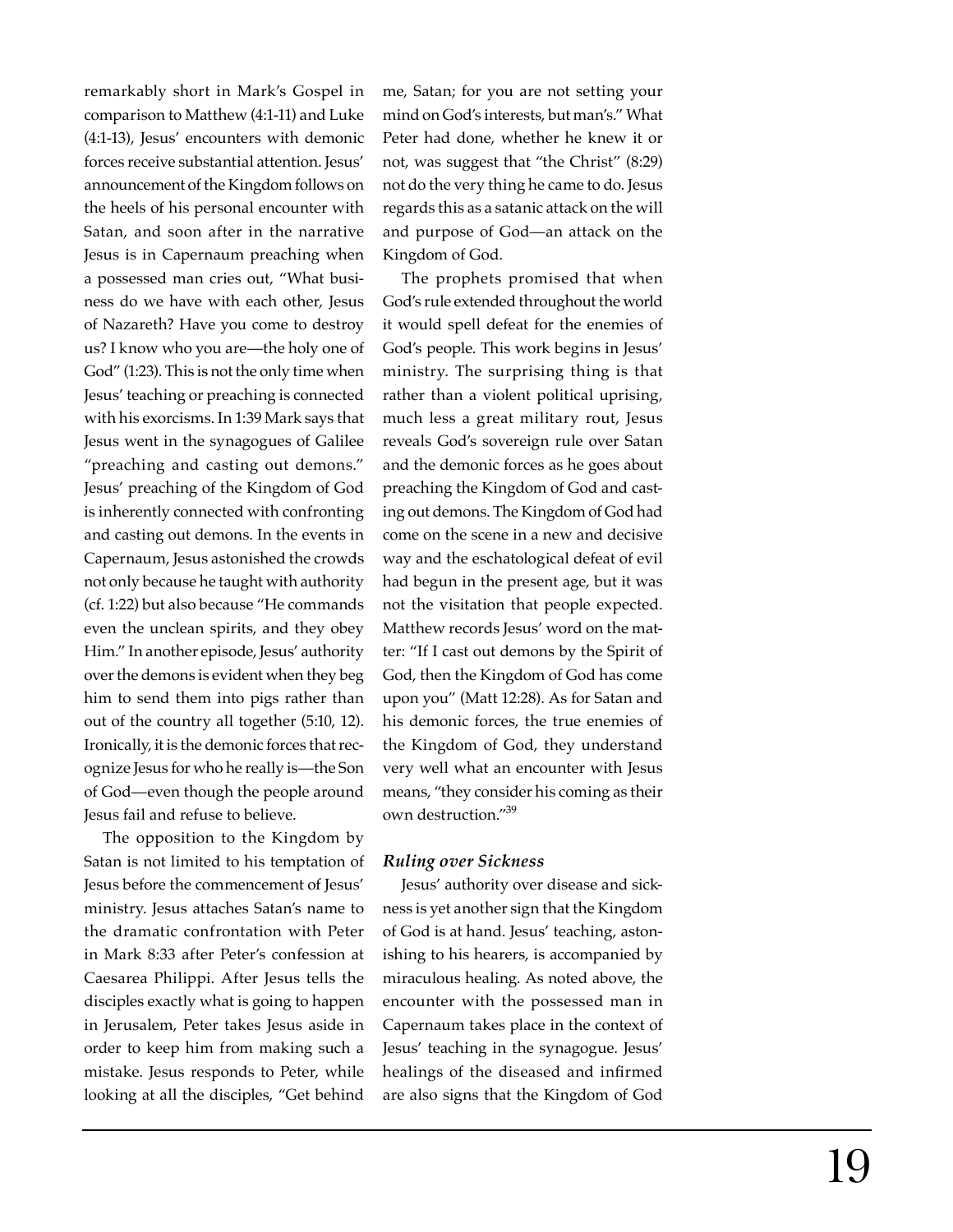remarkably short in Mark's Gospel in comparison to Matthew (4:1-11) and Luke (4:1-13), Jesus' encounters with demonic forces receive substantial attention. Jesus' announcement of the Kingdom follows on the heels of his personal encounter with Satan, and soon after in the narrative Jesus is in Capernaum preaching when a possessed man cries out, "What business do we have with each other, Jesus of Nazareth? Have you come to destroy us? I know who you are—the holy one of God" (1:23). This is not the only time when Jesus' teaching or preaching is connected with his exorcisms. In 1:39 Mark says that Jesus went in the synagogues of Galilee "preaching and casting out demons." Jesus' preaching of the Kingdom of God is inherently connected with confronting and casting out demons. In the events in Capernaum, Jesus astonished the crowds not only because he taught with authority (cf. 1:22) but also because "He commands even the unclean spirits, and they obey Him." In another episode, Jesus' authority over the demons is evident when they beg him to send them into pigs rather than out of the country all together (5:10, 12). Ironically, it is the demonic forces that recognize Jesus for who he really is—the Son of God—even though the people around Jesus fail and refuse to believe.

The opposition to the Kingdom by Satan is not limited to his temptation of Jesus before the commencement of Jesus' ministry. Jesus attaches Satan's name to the dramatic confrontation with Peter in Mark 8:33 after Peter's confession at Caesarea Philippi. After Jesus tells the disciples exactly what is going to happen in Jerusalem, Peter takes Jesus aside in order to keep him from making such a mistake. Jesus responds to Peter, while looking at all the disciples, "Get behind me, Satan; for you are not setting your mind on God's interests, but man's." What Peter had done, whether he knew it or not, was suggest that "the Christ" (8:29) not do the very thing he came to do. Jesus regards this as a satanic attack on the will and purpose of God—an attack on the Kingdom of God.

The prophets promised that when God's rule extended throughout the world it would spell defeat for the enemies of God's people. This work begins in Jesus' ministry. The surprising thing is that rather than a violent political uprising, much less a great military rout, Jesus reveals God's sovereign rule over Satan and the demonic forces as he goes about preaching the Kingdom of God and casting out demons. The Kingdom of God had come on the scene in a new and decisive way and the eschatological defeat of evil had begun in the present age, but it was not the visitation that people expected. Matthew records Jesus' word on the matter: "If I cast out demons by the Spirit of God, then the Kingdom of God has come upon you" (Matt 12:28). As for Satan and his demonic forces, the true enemies of the Kingdom of God, they understand very well what an encounter with Jesus means, "they consider his coming as their own destruction."[39]

### *Ruling over Sickness*

Jesus' authority over disease and sickness is yet another sign that the Kingdom of God is at hand. Jesus' teaching, astonishing to his hearers, is accompanied by miraculous healing. As noted above, the encounter with the possessed man in Capernaum takes place in the context of Jesus' teaching in the synagogue. Jesus' healings of the diseased and infirmed are also signs that the Kingdom of God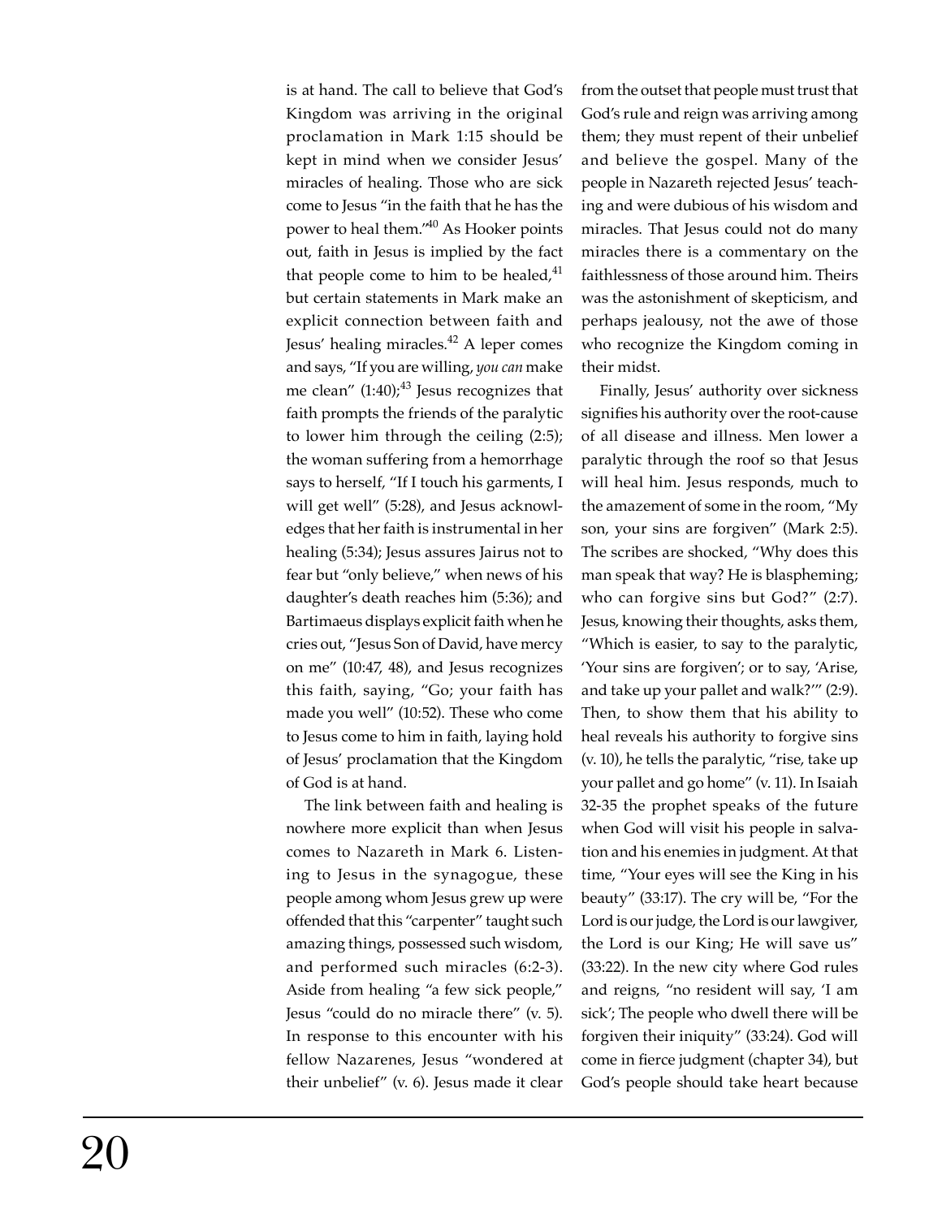is at hand. The call to believe that God's Kingdom was arriving in the original proclamation in Mark 1:15 should be kept in mind when we consider Jesus' miracles of healing. Those who are sick come to Jesus "in the faith that he has the power to heal them."[40] As Hooker points out, faith in Jesus is implied by the fact that people come to him to be healed,[41] but certain statements in Mark make an explicit connection between faith and Jesus' healing miracles.[42] A leper comes and says, "If you are willing, *you can* make me clean" (1:40);[43] Jesus recognizes that faith prompts the friends of the paralytic to lower him through the ceiling (2:5); the woman suffering from a hemorrhage says to herself, "If I touch his garments, I will get well" (5:28), and Jesus acknowledges that her faith is instrumental in her healing (5:34); Jesus assures Jairus not to fear but "only believe," when news of his daughter's death reaches him (5:36); and Bartimaeus displays explicit faith when he cries out, "Jesus Son of David, have mercy on me" (10:47, 48), and Jesus recognizes this faith, saying, "Go; your faith has made you well" (10:52). These who come to Jesus come to him in faith, laying hold of Jesus' proclamation that the Kingdom of God is at hand.

The link between faith and healing is nowhere more explicit than when Jesus comes to Nazareth in Mark 6. Listening to Jesus in the synagogue, these people among whom Jesus grew up were offended that this "carpenter" taught such amazing things, possessed such wisdom, and performed such miracles (6:2-3). Aside from healing "a few sick people," Jesus "could do no miracle there" (v. 5). In response to this encounter with his fellow Nazarenes, Jesus "wondered at their unbelief" (v. 6). Jesus made it clear from the outset that people must trust that God's rule and reign was arriving among them; they must repent of their unbelief and believe the gospel. Many of the people in Nazareth rejected Jesus' teaching and were dubious of his wisdom and miracles. That Jesus could not do many miracles there is a commentary on the faithlessness of those around him. Theirs was the astonishment of skepticism, and perhaps jealousy, not the awe of those who recognize the Kingdom coming in their midst.

Finally, Jesus' authority over sickness signifies his authority over the root-cause of all disease and illness. Men lower a paralytic through the roof so that Jesus will heal him. Jesus responds, much to the amazement of some in the room, "My son, your sins are forgiven" (Mark 2:5). The scribes are shocked, "Why does this man speak that way? He is blaspheming; who can forgive sins but God?" (2:7). Jesus, knowing their thoughts, asks them, "Which is easier, to say to the paralytic, 'Your sins are forgiven'; or to say, 'Arise, and take up your pallet and walk?'" (2:9). Then, to show them that his ability to heal reveals his authority to forgive sins (v. 10), he tells the paralytic, "rise, take up your pallet and go home" (v. 11). In Isaiah 32-35 the prophet speaks of the future when God will visit his people in salvation and his enemies in judgment. At that time, "Your eyes will see the King in his beauty" (33:17). The cry will be, "For the Lord is our judge, the Lord is our lawgiver, the Lord is our King; He will save us" (33:22). In the new city where God rules and reigns, "no resident will say, 'I am sick'; The people who dwell there will be forgiven their iniquity" (33:24). God will come in fierce judgment (chapter 34), but God's people should take heart because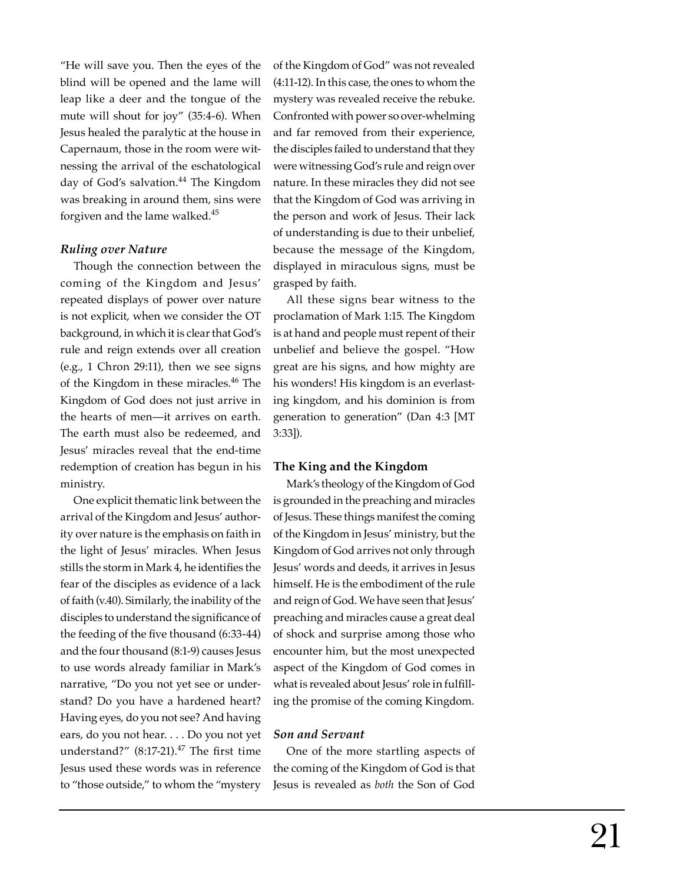"He will save you. Then the eyes of the blind will be opened and the lame will leap like a deer and the tongue of the mute will shout for joy" (35:4-6). When Jesus healed the paralytic at the house in Capernaum, those in the room were witnessing the arrival of the eschatological day of God's salvation.[44] The Kingdom was breaking in around them, sins were forgiven and the lame walked.[45]

### *Ruling over Nature*

Though the connection between the coming of the Kingdom and Jesus' repeated displays of power over nature is not explicit, when we consider the OT background, in which it is clear that God's rule and reign extends over all creation (e.g., 1 Chron 29:11), then we see signs of the Kingdom in these miracles.[46] The Kingdom of God does not just arrive in the hearts of men—it arrives on earth. The earth must also be redeemed, and Jesus' miracles reveal that the end-time redemption of creation has begun in his ministry.

One explicit thematic link between the arrival of the Kingdom and Jesus' authority over nature is the emphasis on faith in the light of Jesus' miracles. When Jesus stills the storm in Mark 4, he identifies the fear of the disciples as evidence of a lack of faith (v.40). Similarly, the inability of the disciples to understand the significance of the feeding of the five thousand (6:33-44) and the four thousand (8:1-9) causes Jesus to use words already familiar in Mark's narrative, "Do you not yet see or understand? Do you have a hardened heart? Having eyes, do you not see? And having ears, do you not hear. . . . Do you not yet understand?" (8:17-21).[47] The first time Jesus used these words was in reference to "those outside," to whom the "mystery of the Kingdom of God" was not revealed (4:11-12). In this case, the ones to whom the mystery was revealed receive the rebuke. Confronted with power so over-whelming and far removed from their experience, the disciples failed to understand that they were witnessing God's rule and reign over nature. In these miracles they did not see that the Kingdom of God was arriving in the person and work of Jesus. Their lack of understanding is due to their unbelief, because the message of the Kingdom, displayed in miraculous signs, must be grasped by faith.

All these signs bear witness to the proclamation of Mark 1:15. The Kingdom is at hand and people must repent of their unbelief and believe the gospel. "How great are his signs, and how mighty are his wonders! His kingdom is an everlasting kingdom, and his dominion is from generation to generation" (Dan 4:3 [MT 3:33]).

## The King and the Kingdom

Mark's theology of the Kingdom of God is grounded in the preaching and miracles of Jesus. These things manifest the coming of the Kingdom in Jesus' ministry, but the Kingdom of God arrives not only through Jesus' words and deeds, it arrives in Jesus himself. He is the embodiment of the rule and reign of God. We have seen that Jesus' preaching and miracles cause a great deal of shock and surprise among those who encounter him, but the most unexpected aspect of the Kingdom of God comes in what is revealed about Jesus' role in fulfilling the promise of the coming Kingdom.

### *Son and Servant*

One of the more startling aspects of the coming of the Kingdom of God is that Jesus is revealed as *both* the Son of God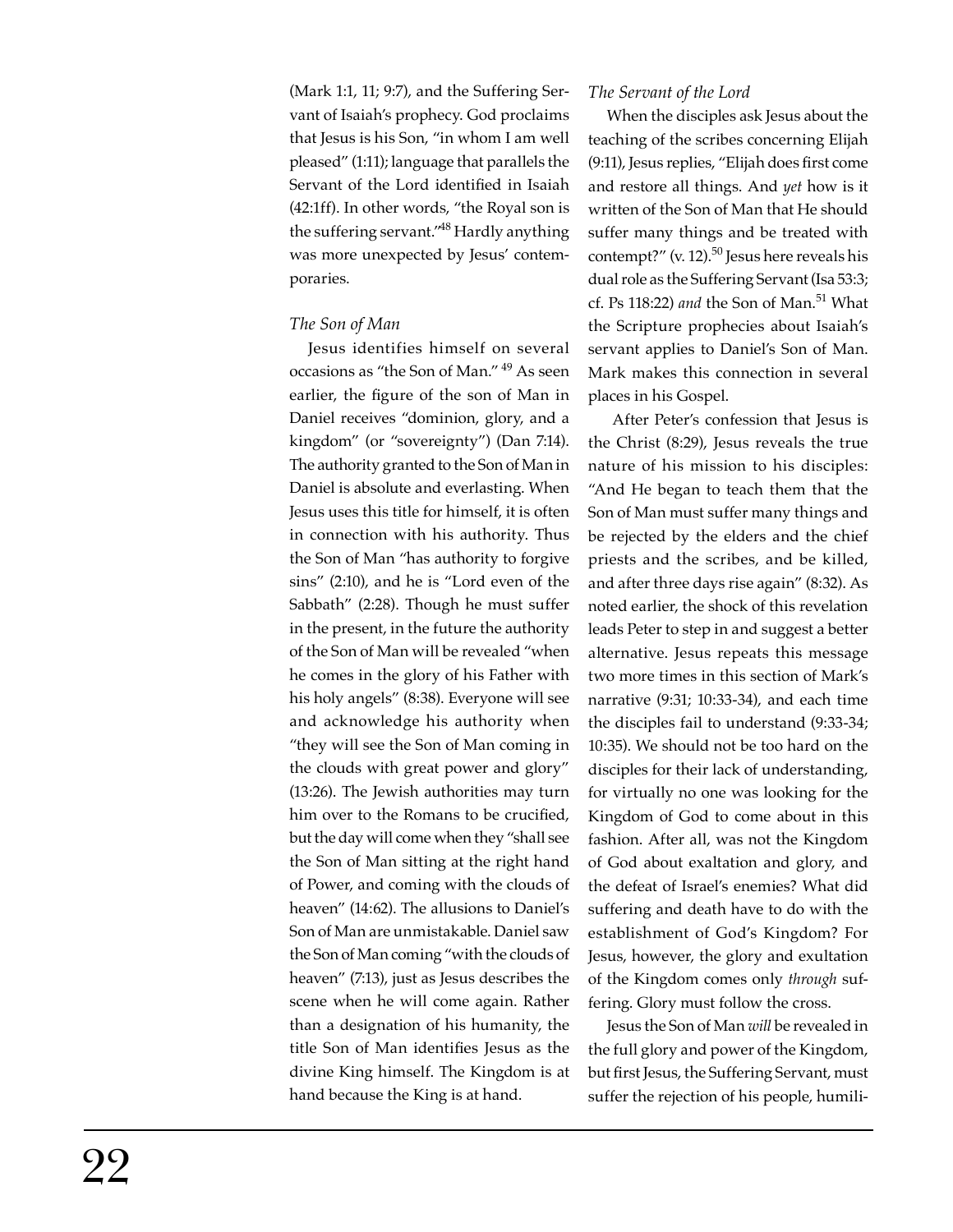(Mark 1:1, 11; 9:7), and the Suffering Servant of Isaiah's prophecy. God proclaims that Jesus is his Son, "in whom I am well pleased" (1:11); language that parallels the Servant of the Lord identified in Isaiah (42:1ff). In other words, "the Royal son is the suffering servant."[48] Hardly anything was more unexpected by Jesus' contemporaries.

*The Son of Man*

Jesus identifies himself on several occasions as "the Son of Man." [49] As seen earlier, the figure of the son of Man in Daniel receives "dominion, glory, and a kingdom" (or "sovereignty") (Dan 7:14). The authority granted to the Son of Man in Daniel is absolute and everlasting. When Jesus uses this title for himself, it is often in connection with his authority. Thus the Son of Man "has authority to forgive sins" (2:10), and he is "Lord even of the Sabbath" (2:28). Though he must suffer in the present, in the future the authority of the Son of Man will be revealed "when he comes in the glory of his Father with his holy angels" (8:38). Everyone will see and acknowledge his authority when "they will see the Son of Man coming in the clouds with great power and glory" (13:26). The Jewish authorities may turn him over to the Romans to be crucified, but the day will come when they "shall see the Son of Man sitting at the right hand of Power, and coming with the clouds of heaven" (14:62). The allusions to Daniel's Son of Man are unmistakable. Daniel saw the Son of Man coming "with the clouds of heaven" (7:13), just as Jesus describes the scene when he will come again. Rather than a designation of his humanity, the title Son of Man identifies Jesus as the divine King himself. The Kingdom is at hand because the King is at hand.

*The Servant of the Lord*

When the disciples ask Jesus about the teaching of the scribes concerning Elijah (9:11), Jesus replies, "Elijah does first come and restore all things. And *yet* how is it written of the Son of Man that He should suffer many things and be treated with contempt?" (v. 12).[50] Jesus here reveals his dual role as the Suffering Servant (Isa 53:3; cf. Ps 118:22) *and* the Son of Man.[51] What the Scripture prophecies about Isaiah's servant applies to Daniel's Son of Man. Mark makes this connection in several places in his Gospel.

After Peter's confession that Jesus is the Christ (8:29), Jesus reveals the true nature of his mission to his disciples: "And He began to teach them that the Son of Man must suffer many things and be rejected by the elders and the chief priests and the scribes, and be killed, and after three days rise again" (8:32). As noted earlier, the shock of this revelation leads Peter to step in and suggest a better alternative. Jesus repeats this message two more times in this section of Mark's narrative (9:31; 10:33-34), and each time the disciples fail to understand (9:33-34; 10:35). We should not be too hard on the disciples for their lack of understanding, for virtually no one was looking for the Kingdom of God to come about in this fashion. After all, was not the Kingdom of God about exaltation and glory, and the defeat of Israel's enemies? What did suffering and death have to do with the establishment of God's Kingdom? For Jesus, however, the glory and exultation of the Kingdom comes only *through* suffering. Glory must follow the cross.

Jesus the Son of Man *will* be revealed in the full glory and power of the Kingdom, but first Jesus, the Suffering Servant, must suffer the rejection of his people, humili-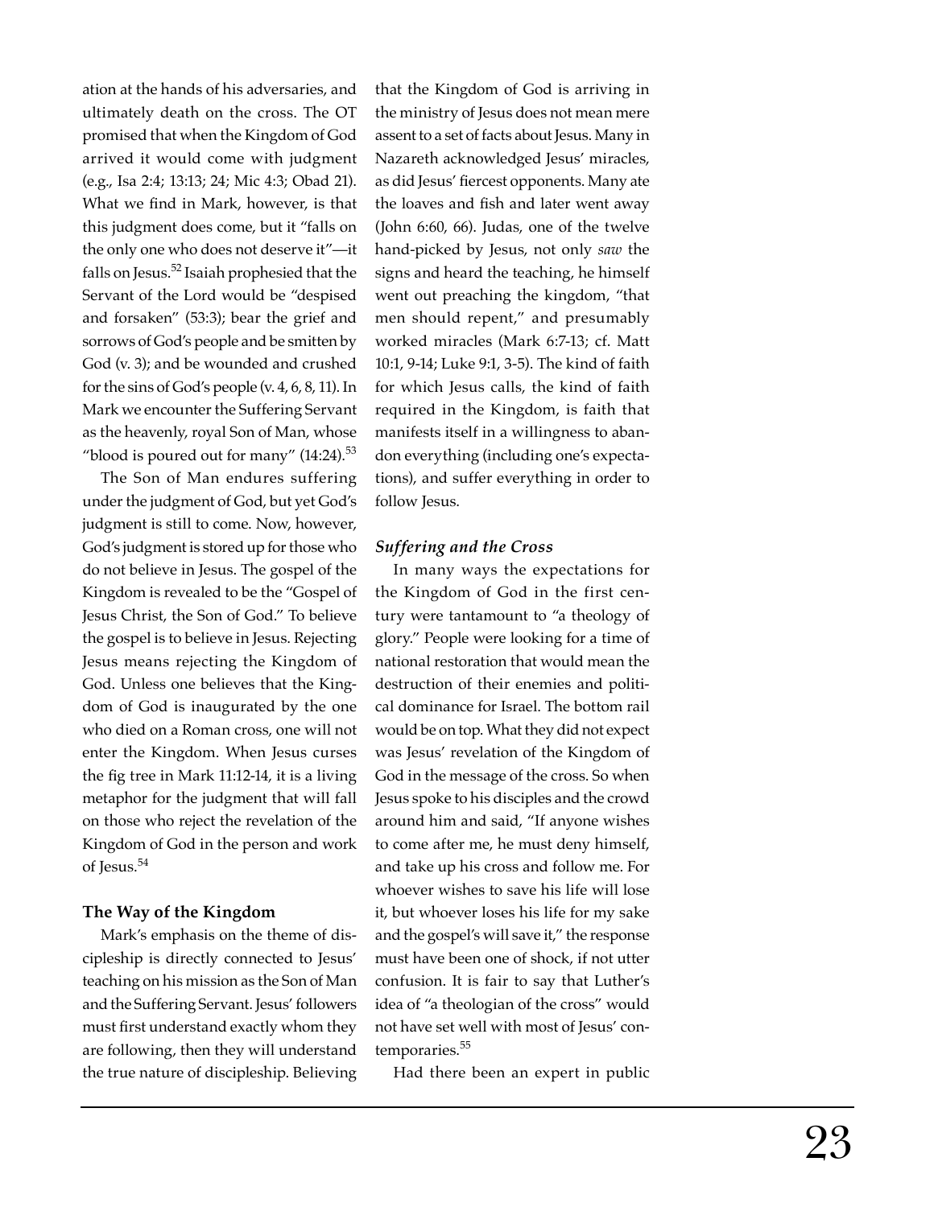ation at the hands of his adversaries, and ultimately death on the cross. The OT promised that when the Kingdom of God arrived it would come with judgment (e.g., Isa 2:4; 13:13; 24; Mic 4:3; Obad 21). What we find in Mark, however, is that this judgment does come, but it "falls on the only one who does not deserve it"—it falls on Jesus.[52] Isaiah prophesied that the Servant of the Lord would be "despised and forsaken" (53:3); bear the grief and sorrows of God's people and be smitten by God (v. 3); and be wounded and crushed for the sins of God's people (v. 4, 6, 8, 11). In Mark we encounter the Suffering Servant as the heavenly, royal Son of Man, whose "blood is poured out for many" (14:24).[53]

The Son of Man endures suffering under the judgment of God, but yet God's judgment is still to come. Now, however, God's judgment is stored up for those who do not believe in Jesus. The gospel of the Kingdom is revealed to be the "Gospel of Jesus Christ, the Son of God." To believe the gospel is to believe in Jesus. Rejecting Jesus means rejecting the Kingdom of God. Unless one believes that the Kingdom of God is inaugurated by the one who died on a Roman cross, one will not enter the Kingdom. When Jesus curses the fig tree in Mark 11:12-14, it is a living metaphor for the judgment that will fall on those who reject the revelation of the Kingdom of God in the person and work of Jesus.[54]

### The Way of the Kingdom

Mark's emphasis on the theme of discipleship is directly connected to Jesus' teaching on his mission as the Son of Man and the Suffering Servant. Jesus' followers must first understand exactly whom they are following, then they will understand the true nature of discipleship. Believing that the Kingdom of God is arriving in the ministry of Jesus does not mean mere assent to a set of facts about Jesus. Many in Nazareth acknowledged Jesus' miracles, as did Jesus' fiercest opponents. Many ate the loaves and fish and later went away (John 6:60, 66). Judas, one of the twelve hand-picked by Jesus, not only *saw* the signs and heard the teaching, he himself went out preaching the kingdom, "that men should repent," and presumably worked miracles (Mark 6:7-13; cf. Matt 10:1, 9-14; Luke 9:1, 3-5). The kind of faith for which Jesus calls, the kind of faith required in the Kingdom, is faith that manifests itself in a willingness to abandon everything (including one's expectations), and suffer everything in order to follow Jesus.

#### *Suffering and the Cross*

In many ways the expectations for the Kingdom of God in the first century were tantamount to "a theology of glory." People were looking for a time of national restoration that would mean the destruction of their enemies and political dominance for Israel. The bottom rail would be on top. What they did not expect was Jesus' revelation of the Kingdom of God in the message of the cross. So when Jesus spoke to his disciples and the crowd around him and said, "If anyone wishes to come after me, he must deny himself, and take up his cross and follow me. For whoever wishes to save his life will lose it, but whoever loses his life for my sake and the gospel's will save it," the response must have been one of shock, if not utter confusion. It is fair to say that Luther's idea of "a theologian of the cross" would not have set well with most of Jesus' contemporaries.[55]

Had there been an expert in public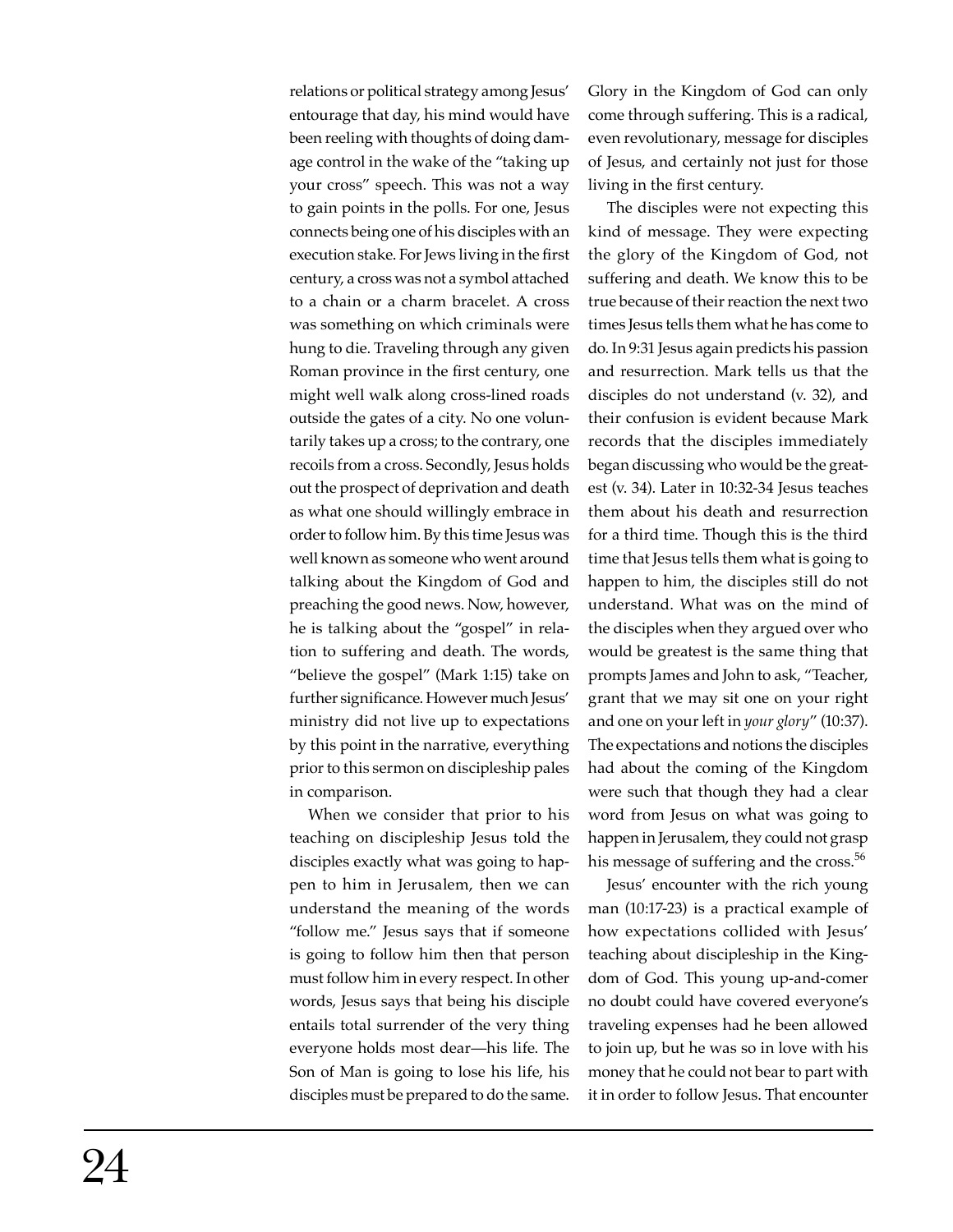relations or political strategy among Jesus' entourage that day, his mind would have been reeling with thoughts of doing damage control in the wake of the "taking up your cross" speech. This was not a way to gain points in the polls. For one, Jesus connects being one of his disciples with an execution stake. For Jews living in the first century, a cross was not a symbol attached to a chain or a charm bracelet. A cross was something on which criminals were hung to die. Traveling through any given Roman province in the first century, one might well walk along cross-lined roads outside the gates of a city. No one voluntarily takes up a cross; to the contrary, one recoils from a cross. Secondly, Jesus holds out the prospect of deprivation and death as what one should willingly embrace in order to follow him. By this time Jesus was well known as someone who went around talking about the Kingdom of God and preaching the good news. Now, however, he is talking about the "gospel" in relation to suffering and death. The words, "believe the gospel" (Mark 1:15) take on further significance. However much Jesus' ministry did not live up to expectations by this point in the narrative, everything prior to this sermon on discipleship pales in comparison.

When we consider that prior to his teaching on discipleship Jesus told the disciples exactly what was going to happen to him in Jerusalem, then we can understand the meaning of the words "follow me." Jesus says that if someone is going to follow him then that person must follow him in every respect. In other words, Jesus says that being his disciple entails total surrender of the very thing everyone holds most dear—his life. The Son of Man is going to lose his life, his disciples must be prepared to do the same. Glory in the Kingdom of God can only come through suffering. This is a radical, even revolutionary, message for disciples of Jesus, and certainly not just for those living in the first century.

The disciples were not expecting this kind of message. They were expecting the glory of the Kingdom of God, not suffering and death. We know this to be true because of their reaction the next two times Jesus tells them what he has come to do. In 9:31 Jesus again predicts his passion and resurrection. Mark tells us that the disciples do not understand (v. 32), and their confusion is evident because Mark records that the disciples immediately began discussing who would be the greatest (v. 34). Later in 10:32-34 Jesus teaches them about his death and resurrection for a third time. Though this is the third time that Jesus tells them what is going to happen to him, the disciples still do not understand. What was on the mind of the disciples when they argued over who would be greatest is the same thing that prompts James and John to ask, "Teacher, grant that we may sit one on your right and one on your left in *your glory*" (10:37). The expectations and notions the disciples had about the coming of the Kingdom were such that though they had a clear word from Jesus on what was going to happen in Jerusalem, they could not grasp his message of suffering and the cross.[56]

Jesus' encounter with the rich young man (10:17-23) is a practical example of how expectations collided with Jesus' teaching about discipleship in the Kingdom of God. This young up-and-comer no doubt could have covered everyone's traveling expenses had he been allowed to join up, but he was so in love with his money that he could not bear to part with it in order to follow Jesus. That encounter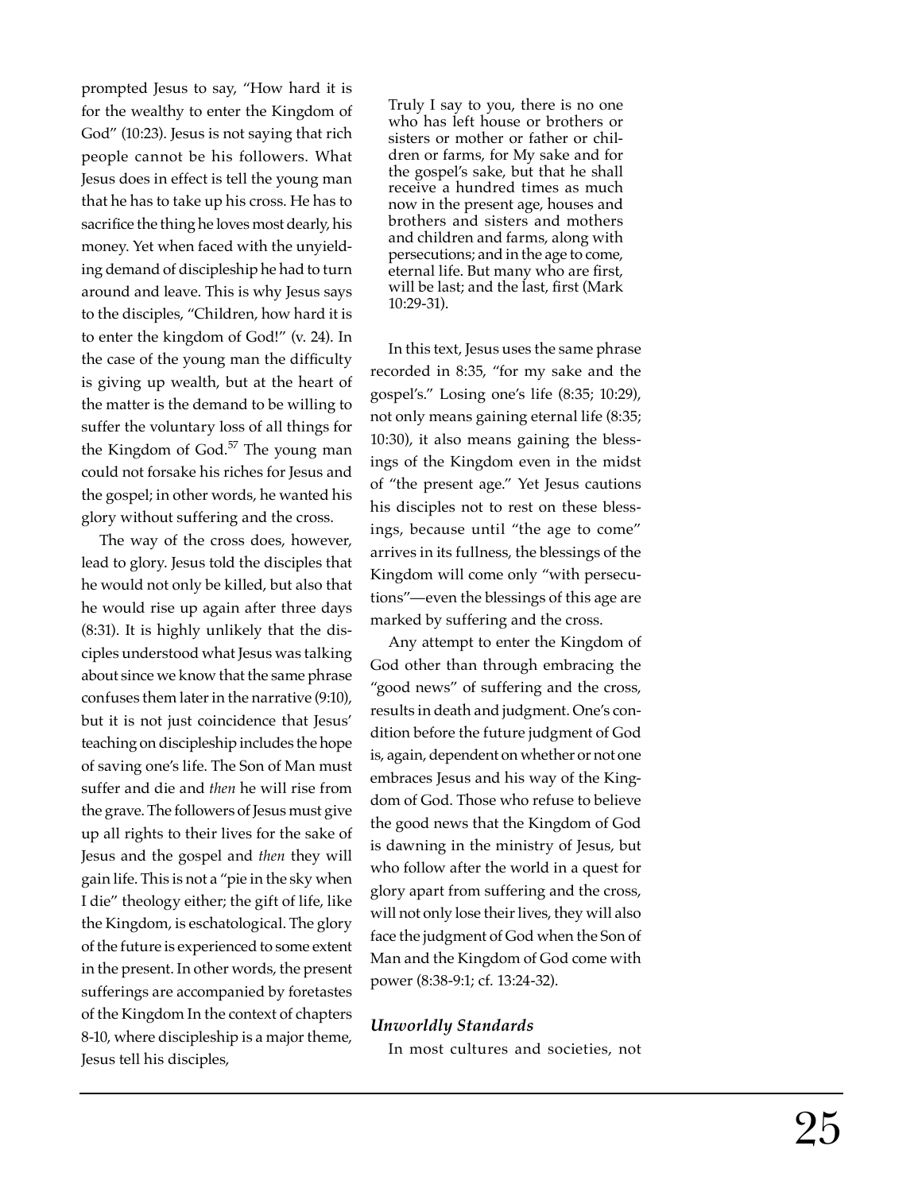prompted Jesus to say, "How hard it is for the wealthy to enter the Kingdom of God" (10:23). Jesus is not saying that rich people cannot be his followers. What Jesus does in effect is tell the young man that he has to take up his cross. He has to sacrifice the thing he loves most dearly, his money. Yet when faced with the unyielding demand of discipleship he had to turn around and leave. This is why Jesus says to the disciples, "Children, how hard it is to enter the kingdom of God!" (v. 24). In the case of the young man the difficulty is giving up wealth, but at the heart of the matter is the demand to be willing to suffer the voluntary loss of all things for the Kingdom of God.[57] The young man could not forsake his riches for Jesus and the gospel; in other words, he wanted his glory without suffering and the cross.

The way of the cross does, however, lead to glory. Jesus told the disciples that he would not only be killed, but also that he would rise up again after three days (8:31). It is highly unlikely that the disciples understood what Jesus was talking about since we know that the same phrase confuses them later in the narrative (9:10), but it is not just coincidence that Jesus' teaching on discipleship includes the hope of saving one's life. The Son of Man must suffer and die and *then* he will rise from the grave. The followers of Jesus must give up all rights to their lives for the sake of Jesus and the gospel and *then* they will gain life. This is not a "pie in the sky when I die" theology either; the gift of life, like the Kingdom, is eschatological. The glory of the future is experienced to some extent in the present. In other words, the present sufferings are accompanied by foretastes of the Kingdom In the context of chapters 8-10, where discipleship is a major theme, Jesus tell his disciples,

> Truly I say to you, there is no one who has left house or brothers or sisters or mother or father or children or farms, for My sake and for the gospel's sake, but that he shall receive a hundred times as much now in the present age, houses and brothers and sisters and mothers and children and farms, along with persecutions; and in the age to come, eternal life. But many who are first, will be last; and the last, first (Mark 10:29-31).

In this text, Jesus uses the same phrase recorded in 8:35, "for my sake and the gospel's." Losing one's life (8:35; 10:29), not only means gaining eternal life (8:35; 10:30), it also means gaining the blessings of the Kingdom even in the midst of "the present age." Yet Jesus cautions his disciples not to rest on these blessings, because until "the age to come" arrives in its fullness, the blessings of the Kingdom will come only "with persecutions"—even the blessings of this age are marked by suffering and the cross.

Any attempt to enter the Kingdom of God other than through embracing the "good news" of suffering and the cross, results in death and judgment. One's condition before the future judgment of God is, again, dependent on whether or not one embraces Jesus and his way of the Kingdom of God. Those who refuse to believe the good news that the Kingdom of God is dawning in the ministry of Jesus, but who follow after the world in a quest for glory apart from suffering and the cross, will not only lose their lives, they will also face the judgment of God when the Son of Man and the Kingdom of God come with power (8:38-9:1; cf. 13:24-32).

### *Unworldly Standards*

In most cultures and societies, not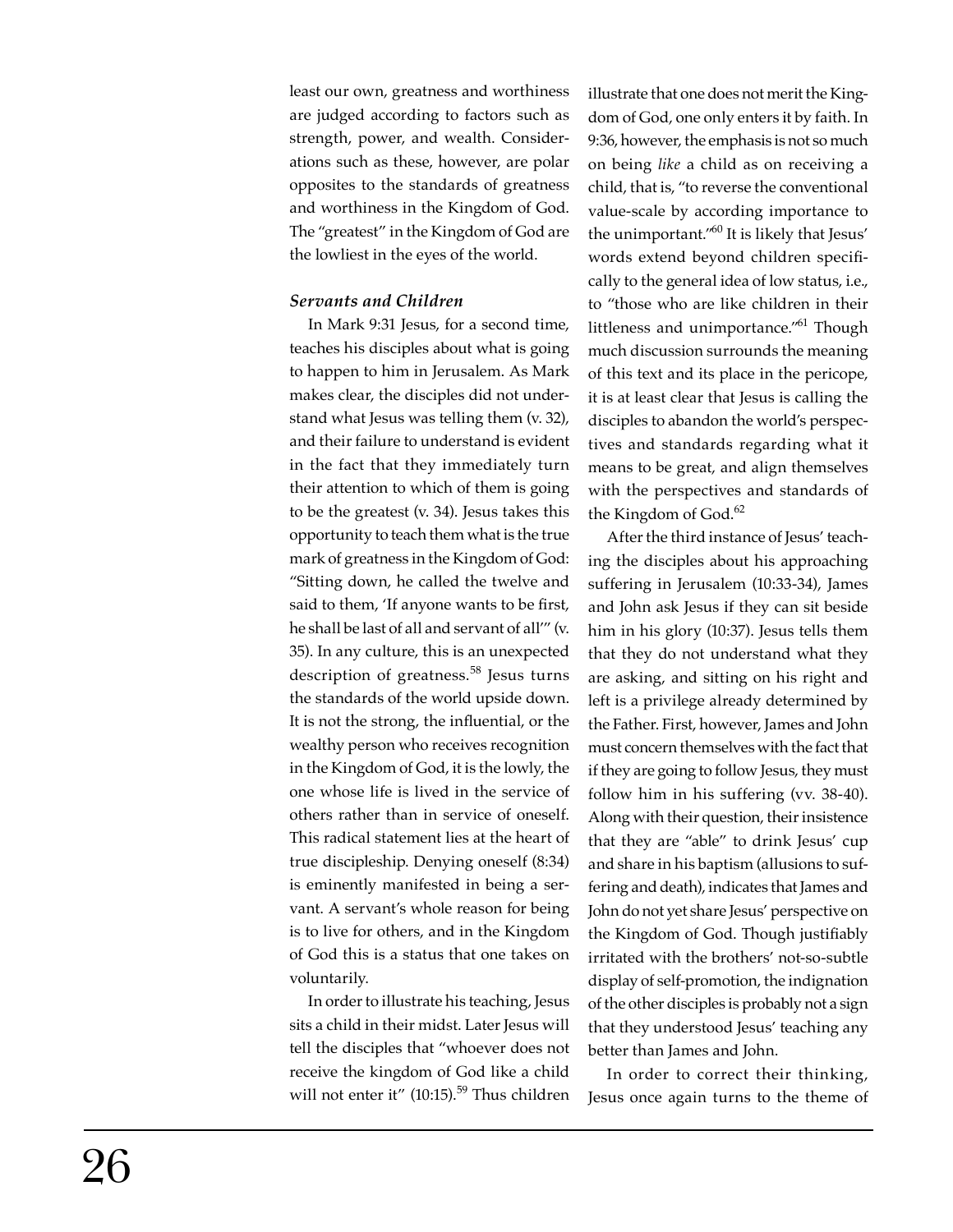least our own, greatness and worthiness are judged according to factors such as strength, power, and wealth. Considerations such as these, however, are polar opposites to the standards of greatness and worthiness in the Kingdom of God. The "greatest" in the Kingdom of God are the lowliest in the eyes of the world.

### *Servants and Children*

In Mark 9:31 Jesus, for a second time, teaches his disciples about what is going to happen to him in Jerusalem. As Mark makes clear, the disciples did not understand what Jesus was telling them (v. 32), and their failure to understand is evident in the fact that they immediately turn their attention to which of them is going to be the greatest (v. 34). Jesus takes this opportunity to teach them what is the true mark of greatness in the Kingdom of God: "Sitting down, he called the twelve and said to them, 'If anyone wants to be first, he shall be last of all and servant of all'" (v. 35). In any culture, this is an unexpected description of greatness.[58] Jesus turns the standards of the world upside down. It is not the strong, the influential, or the wealthy person who receives recognition in the Kingdom of God, it is the lowly, the one whose life is lived in the service of others rather than in service of oneself. This radical statement lies at the heart of true discipleship. Denying oneself (8:34) is eminently manifested in being a servant. A servant's whole reason for being is to live for others, and in the Kingdom of God this is a status that one takes on voluntarily.

In order to illustrate his teaching, Jesus sits a child in their midst. Later Jesus will tell the disciples that "whoever does not receive the kingdom of God like a child will not enter it" (10:15).[59] Thus children illustrate that one does not merit the Kingdom of God, one only enters it by faith. In 9:36, however, the emphasis is not so much on being *like* a child as on receiving a child, that is, "to reverse the conventional value-scale by according importance to the unimportant."[60] It is likely that Jesus' words extend beyond children specifically to the general idea of low status, i.e., to "those who are like children in their littleness and unimportance."[61] Though much discussion surrounds the meaning of this text and its place in the pericope, it is at least clear that Jesus is calling the disciples to abandon the world's perspectives and standards regarding what it means to be great, and align themselves with the perspectives and standards of the Kingdom of God.[62]

After the third instance of Jesus' teaching the disciples about his approaching suffering in Jerusalem (10:33-34), James and John ask Jesus if they can sit beside him in his glory (10:37). Jesus tells them that they do not understand what they are asking, and sitting on his right and left is a privilege already determined by the Father. First, however, James and John must concern themselves with the fact that if they are going to follow Jesus, they must follow him in his suffering (vv. 38-40). Along with their question, their insistence that they are "able" to drink Jesus' cup and share in his baptism (allusions to suffering and death), indicates that James and John do not yet share Jesus' perspective on the Kingdom of God. Though justifiably irritated with the brothers' not-so-subtle display of self-promotion, the indignation of the other disciples is probably not a sign that they understood Jesus' teaching any better than James and John.

In order to correct their thinking, Jesus once again turns to the theme of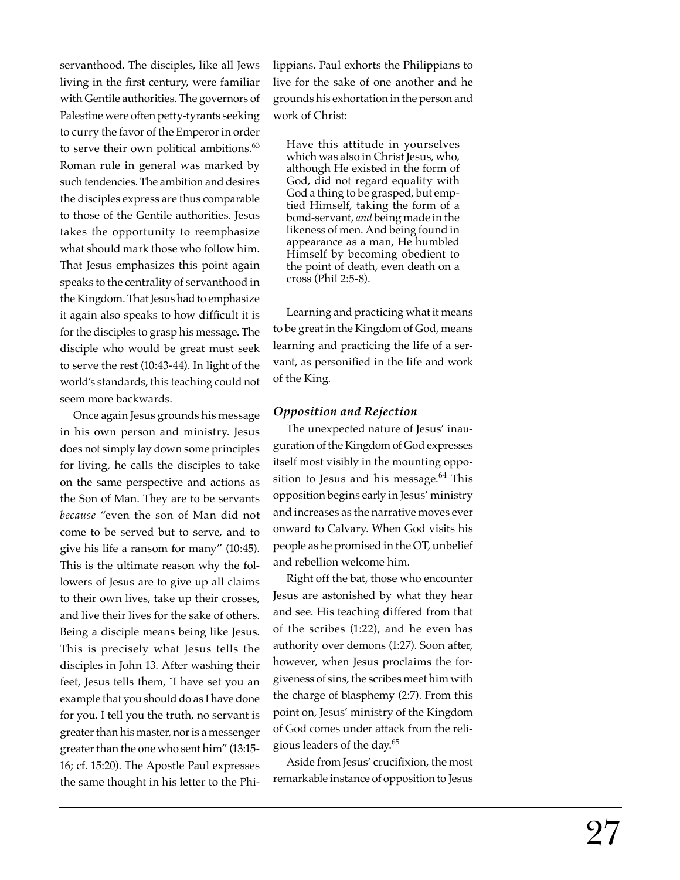servanthood. The disciples, like all Jews living in the first century, were familiar with Gentile authorities. The governors of Palestine were often petty-tyrants seeking to curry the favor of the Emperor in order to serve their own political ambitions.[63] Roman rule in general was marked by such tendencies. The ambition and desires the disciples express are thus comparable to those of the Gentile authorities. Jesus takes the opportunity to reemphasize what should mark those who follow him. That Jesus emphasizes this point again speaks to the centrality of servanthood in the Kingdom. That Jesus had to emphasize it again also speaks to how difficult it is for the disciples to grasp his message. The disciple who would be great must seek to serve the rest (10:43-44). In light of the world's standards, this teaching could not seem more backwards.

Once again Jesus grounds his message in his own person and ministry. Jesus does not simply lay down some principles for living, he calls the disciples to take on the same perspective and actions as the Son of Man. They are to be servants *because* "even the son of Man did not come to be served but to serve, and to give his life a ransom for many" (10:45). This is the ultimate reason why the followers of Jesus are to give up all claims to their own lives, take up their crosses, and live their lives for the sake of others. Being a disciple means being like Jesus. This is precisely what Jesus tells the disciples in John 13. After washing their feet, Jesus tells them, "I have set you an example that you should do as I have done for you. I tell you the truth, no servant is greater than his master, nor is a messenger greater than the one who sent him" (13:15-16; cf. 15:20). The Apostle Paul expresses the same thought in his letter to the Philippians. Paul exhorts the Philippians to live for the sake of one another and he grounds his exhortation in the person and work of Christ:

> Have this attitude in yourselves which was also in Christ Jesus, who, although He existed in the form of God, did not regard equality with God a thing to be grasped, but emptied Himself, taking the form of a bond-servant, *and* being made in the likeness of men. And being found in appearance as a man, He humbled Himself by becoming obedient to the point of death, even death on a cross (Phil 2:5-8).

Learning and practicing what it means to be great in the Kingdom of God, means learning and practicing the life of a servant, as personified in the life and work of the King.

### *Opposition and Rejection*

The unexpected nature of Jesus' inauguration of the Kingdom of God expresses itself most visibly in the mounting opposition to Jesus and his message.[64] This opposition begins early in Jesus' ministry and increases as the narrative moves ever onward to Calvary. When God visits his people as he promised in the OT, unbelief and rebellion welcome him.

Right off the bat, those who encounter Jesus are astonished by what they hear and see. His teaching differed from that of the scribes (1:22), and he even has authority over demons (1:27). Soon after, however, when Jesus proclaims the forgiveness of sins, the scribes meet him with the charge of blasphemy (2:7). From this point on, Jesus' ministry of the Kingdom of God comes under attack from the religious leaders of the day.[65]

Aside from Jesus' crucifixion, the most remarkable instance of opposition to Jesus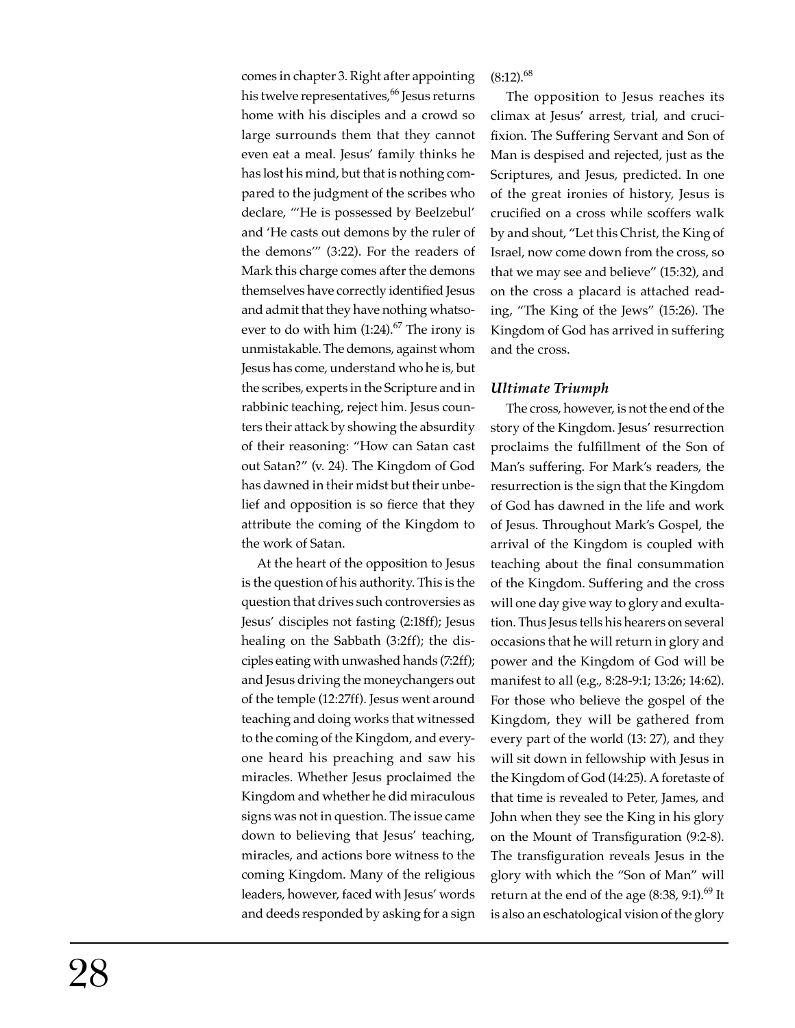comes in chapter 3. Right after appointing his twelve representatives,[66] Jesus returns home with his disciples and a crowd so large surrounds them that they cannot even eat a meal. Jesus' family thinks he has lost his mind, but that is nothing compared to the judgment of the scribes who declare, "'He is possessed by Beelzebul' and 'He casts out demons by the ruler of the demons'" (3:22). For the readers of Mark this charge comes after the demons themselves have correctly identified Jesus and admit that they have nothing whatsoever to do with him (1:24).[67] The irony is unmistakable. The demons, against whom Jesus has come, understand who he is, but the scribes, experts in the Scripture and in rabbinic teaching, reject him. Jesus counters their attack by showing the absurdity of their reasoning: "How can Satan cast out Satan?" (v. 24). The Kingdom of God has dawned in their midst but their unbelief and opposition is so fierce that they attribute the coming of the Kingdom to the work of Satan.

At the heart of the opposition to Jesus is the question of his authority. This is the question that drives such controversies as Jesus' disciples not fasting (2:18ff); Jesus healing on the Sabbath (3:2ff); the disciples eating with unwashed hands (7:2ff); and Jesus driving the moneychangers out of the temple (12:27ff). Jesus went around teaching and doing works that witnessed to the coming of the Kingdom, and everyone heard his preaching and saw his miracles. Whether Jesus proclaimed the Kingdom and whether he did miraculous signs was not in question. The issue came down to believing that Jesus' teaching, miracles, and actions bore witness to the coming Kingdom. Many of the religious leaders, however, faced with Jesus' words and deeds responded by asking for a sign (8:12).[68]

The opposition to Jesus reaches its climax at Jesus' arrest, trial, and crucifixion. The Suffering Servant and Son of Man is despised and rejected, just as the Scriptures, and Jesus, predicted. In one of the great ironies of history, Jesus is crucified on a cross while scoffers walk by and shout, "Let this Christ, the King of Israel, now come down from the cross, so that we may see and believe" (15:32), and on the cross a placard is attached reading, "The King of the Jews" (15:26). The Kingdom of God has arrived in suffering and the cross.

### *Ultimate Triumph*

The cross, however, is not the end of the story of the Kingdom. Jesus' resurrection proclaims the fulfillment of the Son of Man's suffering. For Mark's readers, the resurrection is the sign that the Kingdom of God has dawned in the life and work of Jesus. Throughout Mark's Gospel, the arrival of the Kingdom is coupled with teaching about the final consummation of the Kingdom. Suffering and the cross will one day give way to glory and exultation. Thus Jesus tells his hearers on several occasions that he will return in glory and power and the Kingdom of God will be manifest to all (e.g., 8:28-9:1; 13:26; 14:62). For those who believe the gospel of the Kingdom, they will be gathered from every part of the world (13: 27), and they will sit down in fellowship with Jesus in the Kingdom of God (14:25). A foretaste of that time is revealed to Peter, James, and John when they see the King in his glory on the Mount of Transfiguration (9:2-8). The transfiguration reveals Jesus in the glory with which the "Son of Man" will return at the end of the age (8:38, 9:1).[69] It is also an eschatological vision of the glory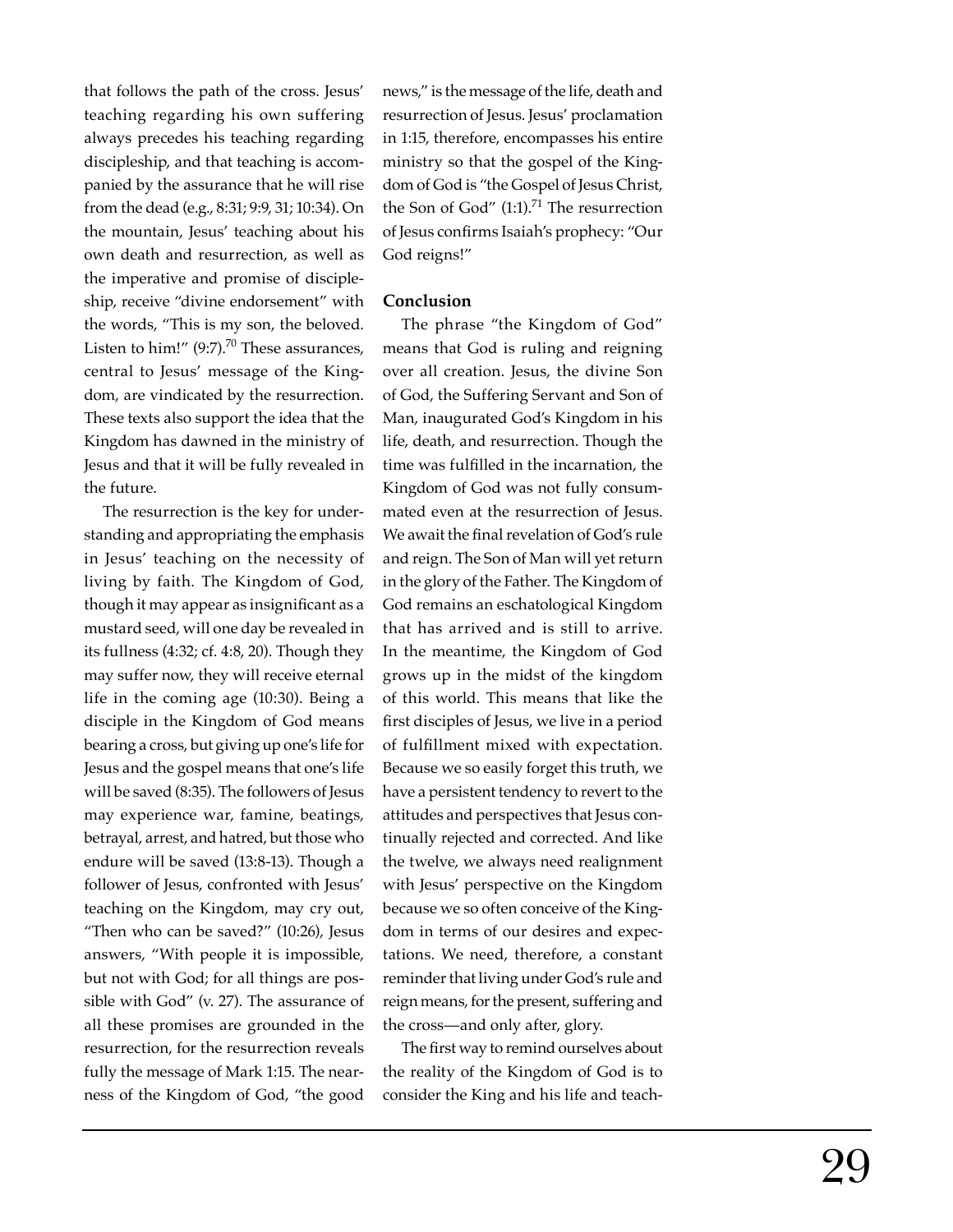that follows the path of the cross. Jesus' teaching regarding his own suffering always precedes his teaching regarding discipleship, and that teaching is accompanied by the assurance that he will rise from the dead (e.g., 8:31; 9:9, 31; 10:34). On the mountain, Jesus' teaching about his own death and resurrection, as well as the imperative and promise of discipleship, receive "divine endorsement" with the words, "This is my son, the beloved. Listen to him!" (9:7).[70] These assurances, central to Jesus' message of the Kingdom, are vindicated by the resurrection. These texts also support the idea that the Kingdom has dawned in the ministry of Jesus and that it will be fully revealed in the future.

The resurrection is the key for understanding and appropriating the emphasis in Jesus' teaching on the necessity of living by faith. The Kingdom of God, though it may appear as insignificant as a mustard seed, will one day be revealed in its fullness (4:32; cf. 4:8, 20). Though they may suffer now, they will receive eternal life in the coming age (10:30). Being a disciple in the Kingdom of God means bearing a cross, but giving up one's life for Jesus and the gospel means that one's life will be saved (8:35). The followers of Jesus may experience war, famine, beatings, betrayal, arrest, and hatred, but those who endure will be saved (13:8-13). Though a follower of Jesus, confronted with Jesus' teaching on the Kingdom, may cry out, "Then who can be saved?" (10:26), Jesus answers, "With people it is impossible, but not with God; for all things are possible with God" (v. 27). The assurance of all these promises are grounded in the resurrection, for the resurrection reveals fully the message of Mark 1:15. The nearness of the Kingdom of God, "the good news," is the message of the life, death and resurrection of Jesus. Jesus' proclamation in 1:15, therefore, encompasses his entire ministry so that the gospel of the Kingdom of God is "the Gospel of Jesus Christ, the Son of God" (1:1).[71] The resurrection of Jesus confirms Isaiah's prophecy: "Our God reigns!"

**Conclusion**

The phrase "the Kingdom of God" means that God is ruling and reigning over all creation. Jesus, the divine Son of God, the Suffering Servant and Son of Man, inaugurated God's Kingdom in his life, death, and resurrection. Though the time was fulfilled in the incarnation, the Kingdom of God was not fully consummated even at the resurrection of Jesus. We await the final revelation of God's rule and reign. The Son of Man will yet return in the glory of the Father. The Kingdom of God remains an eschatological Kingdom that has arrived and is still to arrive. In the meantime, the Kingdom of God grows up in the midst of the kingdom of this world. This means that like the first disciples of Jesus, we live in a period of fulfillment mixed with expectation. Because we so easily forget this truth, we have a persistent tendency to revert to the attitudes and perspectives that Jesus continually rejected and corrected. And like the twelve, we always need realignment with Jesus' perspective on the Kingdom because we so often conceive of the Kingdom in terms of our desires and expectations. We need, therefore, a constant reminder that living under God's rule and reign means, for the present, suffering and the cross—and only after, glory.

The first way to remind ourselves about the reality of the Kingdom of God is to consider the King and his life and teach-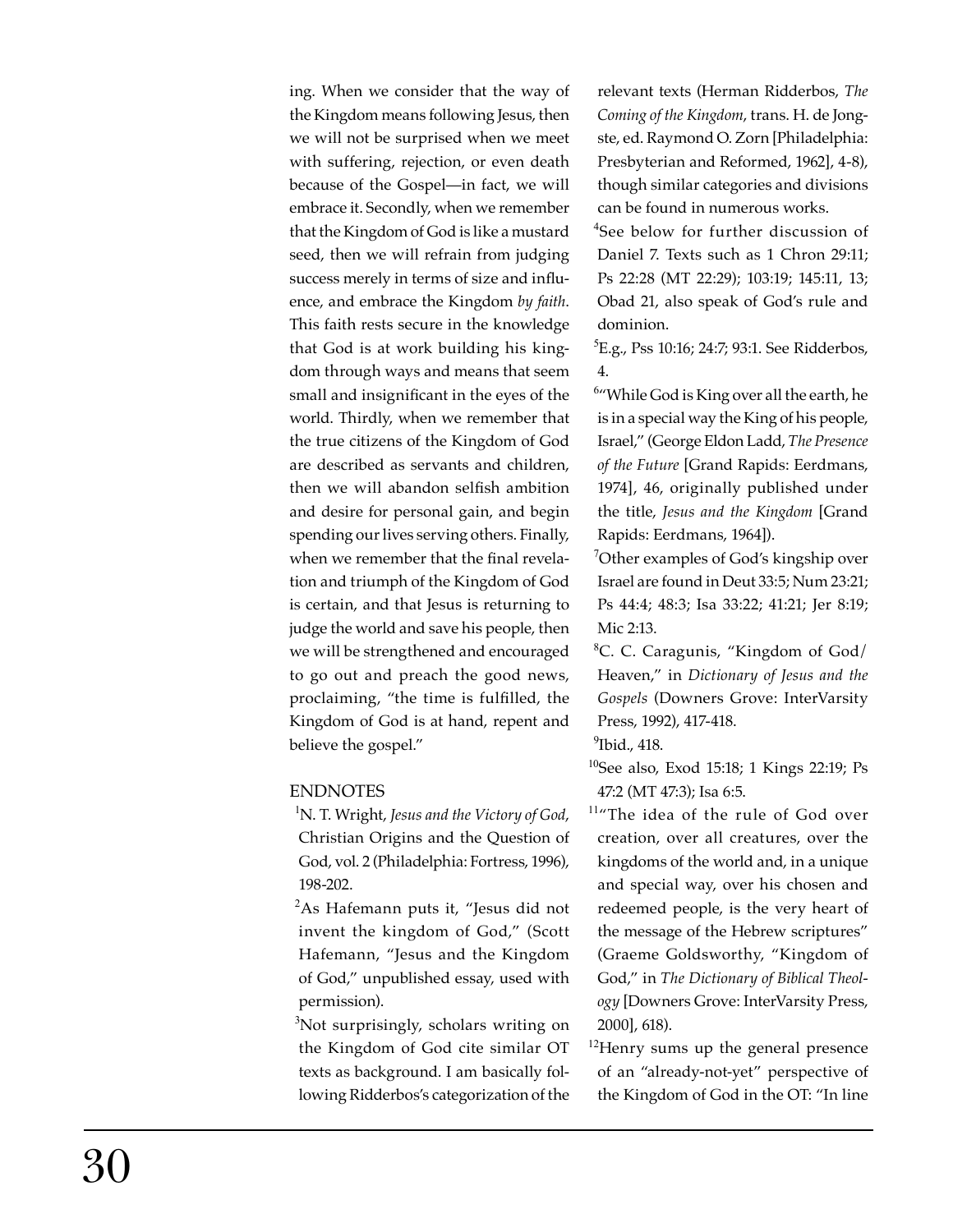ing. When we consider that the way of the Kingdom means following Jesus, then we will not be surprised when we meet with suffering, rejection, or even death because of the Gospel—in fact, we will embrace it. Secondly, when we remember that the Kingdom of God is like a mustard seed, then we will refrain from judging success merely in terms of size and influence, and embrace the Kingdom *by faith*. This faith rests secure in the knowledge that God is at work building his kingdom through ways and means that seem small and insignificant in the eyes of the world. Thirdly, when we remember that the true citizens of the Kingdom of God are described as servants and children, then we will abandon selfish ambition and desire for personal gain, and begin spending our lives serving others. Finally, when we remember that the final revelation and triumph of the Kingdom of God is certain, and that Jesus is returning to judge the world and save his people, then we will be strengthened and encouraged to go out and preach the good news, proclaiming, "the time is fulfilled, the Kingdom of God is at hand, repent and believe the gospel."

## ENDNOTES

[1] N. T. Wright, *Jesus and the Victory of God*, Christian Origins and the Question of God, vol. 2 (Philadelphia: Fortress, 1996), 198-202.

[2] As Hafemann puts it, "Jesus did not invent the kingdom of God," (Scott Hafemann, "Jesus and the Kingdom of God," unpublished essay, used with permission).

[3] Not surprisingly, scholars writing on the Kingdom of God cite similar OT texts as background. I am basically following Ridderbos's categorization of the relevant texts (Herman Ridderbos, *The Coming of the Kingdom*, trans. H. de Jongste, ed. Raymond O. Zorn [Philadelphia: Presbyterian and Reformed, 1962], 4-8), though similar categories and divisions can be found in numerous works.

[4] See below for further discussion of Daniel 7. Texts such as 1 Chron 29:11; Ps 22:28 (MT 22:29); 103:19; 145:11, 13; Obad 21, also speak of God's rule and dominion.

[5] E.g., Pss 10:16; 24:7; 93:1. See Ridderbos, 4.

[6] "While God is King over all the earth, he is in a special way the King of his people, Israel," (George Eldon Ladd, *The Presence of the Future* [Grand Rapids: Eerdmans, 1974], 46, originally published under the title, *Jesus and the Kingdom* [Grand Rapids: Eerdmans, 1964]).

[7] Other examples of God's kingship over Israel are found in Deut 33:5; Num 23:21; Ps 44:4; 48:3; Isa 33:22; 41:21; Jer 8:19; Mic 2:13.

[8] C. C. Caragunis, "Kingdom of God/Heaven," in *Dictionary of Jesus and the Gospels* (Downers Grove: InterVarsity Press, 1992), 417-418.

[9] Ibid., 418.

[10] See also, Exod 15:18; 1 Kings 22:19; Ps 47:2 (MT 47:3); Isa 6:5.

[11] "The idea of the rule of God over creation, over all creatures, over the kingdoms of the world and, in a unique and special way, over his chosen and redeemed people, is the very heart of the message of the Hebrew scriptures" (Graeme Goldsworthy, "Kingdom of God," in *The Dictionary of Biblical Theology* [Downers Grove: InterVarsity Press, 2000], 618).

[12] Henry sums up the general presence of an "already-not-yet" perspective of the Kingdom of God in the OT: "In line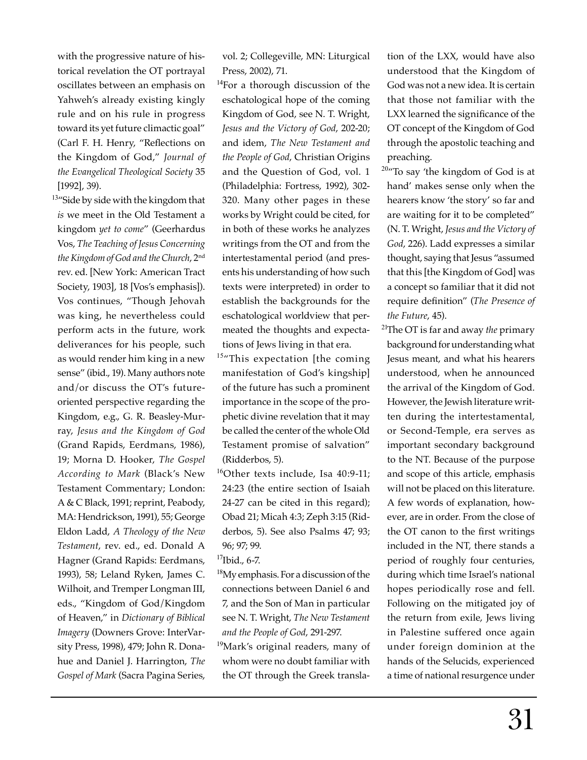with the progressive nature of historical revelation the OT portrayal oscillates between an emphasis on Yahweh's already existing kingly rule and on his rule in progress toward its yet future climactic goal" (Carl F. H. Henry, "Reflections on the Kingdom of God," *Journal of the Evangelical Theological Society* 35 [1992], 39).

[13]"Side by side with the kingdom that *is* we meet in the Old Testament a kingdom *yet to come*" (Geerhardus Vos, *The Teaching of Jesus Concerning the Kingdom of God and the Church*, 2nd rev. ed. [New York: American Tract Society, 1903], 18 [Vos's emphasis]). Vos continues, "Though Jehovah was king, he nevertheless could perform acts in the future, work deliverances for his people, such as would render him king in a new sense" (ibid., 19). Many authors note and/or discuss the OT's future-oriented perspective regarding the Kingdom, e.g., G. R. Beasley-Murray, *Jesus and the Kingdom of God* (Grand Rapids, Eerdmans, 1986), 19; Morna D. Hooker, *The Gospel According to Mark* (Black's New Testament Commentary; London: A & C Black, 1991; reprint, Peabody, MA: Hendrickson, 1991), 55; George Eldon Ladd, *A Theology of the New Testament*, rev. ed., ed. Donald A Hagner (Grand Rapids: Eerdmans, 1993), 58; Leland Ryken, James C. Wilhoit, and Tremper Longman III, eds., "Kingdom of God/Kingdom of Heaven," in *Dictionary of Biblical Imagery* (Downers Grove: InterVarsity Press, 1998), 479; John R. Donahue and Daniel J. Harrington, *The Gospel of Mark* (Sacra Pagina Series, vol. 2; Collegeville, MN: Liturgical Press, 2002), 71.

[14]For a thorough discussion of the eschatological hope of the coming Kingdom of God, see N. T. Wright, *Jesus and the Victory of God*, 202-20; and idem, *The New Testament and the People of God*, Christian Origins and the Question of God, vol. 1 (Philadelphia: Fortress, 1992), 302-320. Many other pages in these works by Wright could be cited, for in both of these works he analyzes writings from the OT and from the intertestamental period (and presents his understanding of how such texts were interpreted) in order to establish the backgrounds for the eschatological worldview that permeated the thoughts and expectations of Jews living in that era.

[15]"This expectation [the coming manifestation of God's kingship] of the future has such a prominent importance in the scope of the prophetic divine revelation that it may be called the center of the whole Old Testament promise of salvation" (Ridderbos, 5).

[16]Other texts include, Isa 40:9-11; 24:23 (the entire section of Isaiah 24-27 can be cited in this regard); Obad 21; Micah 4:3; Zeph 3:15 (Ridderbos, 5). See also Psalms 47; 93; 96; 97; 99.

[17]Ibid., 6-7.

[18]My emphasis. For a discussion of the connections between Daniel 6 and 7, and the Son of Man in particular see N. T. Wright, *The New Testament and the People of God*, 291-297.

[19]Mark's original readers, many of whom were no doubt familiar with the OT through the Greek translation of the LXX, would have also understood that the Kingdom of God was not a new idea. It is certain that those not familiar with the LXX learned the significance of the OT concept of the Kingdom of God through the apostolic teaching and preaching.

[20]"To say 'the kingdom of God is at hand' makes sense only when the hearers know 'the story' so far and are waiting for it to be completed" (N. T. Wright, *Jesus and the Victory of God*, 226). Ladd expresses a similar thought, saying that Jesus "assumed that this [the Kingdom of God] was a concept so familiar that it did not require definition" (*The Presence of the Future*, 45).

[21]The OT is far and away *the* primary background for understanding what Jesus meant, and what his hearers understood, when he announced the arrival of the Kingdom of God. However, the Jewish literature written during the intertestamental, or Second-Temple, era serves as important secondary background to the NT. Because of the purpose and scope of this article, emphasis will not be placed on this literature. A few words of explanation, however, are in order. From the close of the OT canon to the first writings included in the NT, there stands a period of roughly four centuries, during which time Israel's national hopes periodically rose and fell. Following on the mitigated joy of the return from exile, Jews living in Palestine suffered once again under foreign dominion at the hands of the Selucids, experienced a time of national resurgence under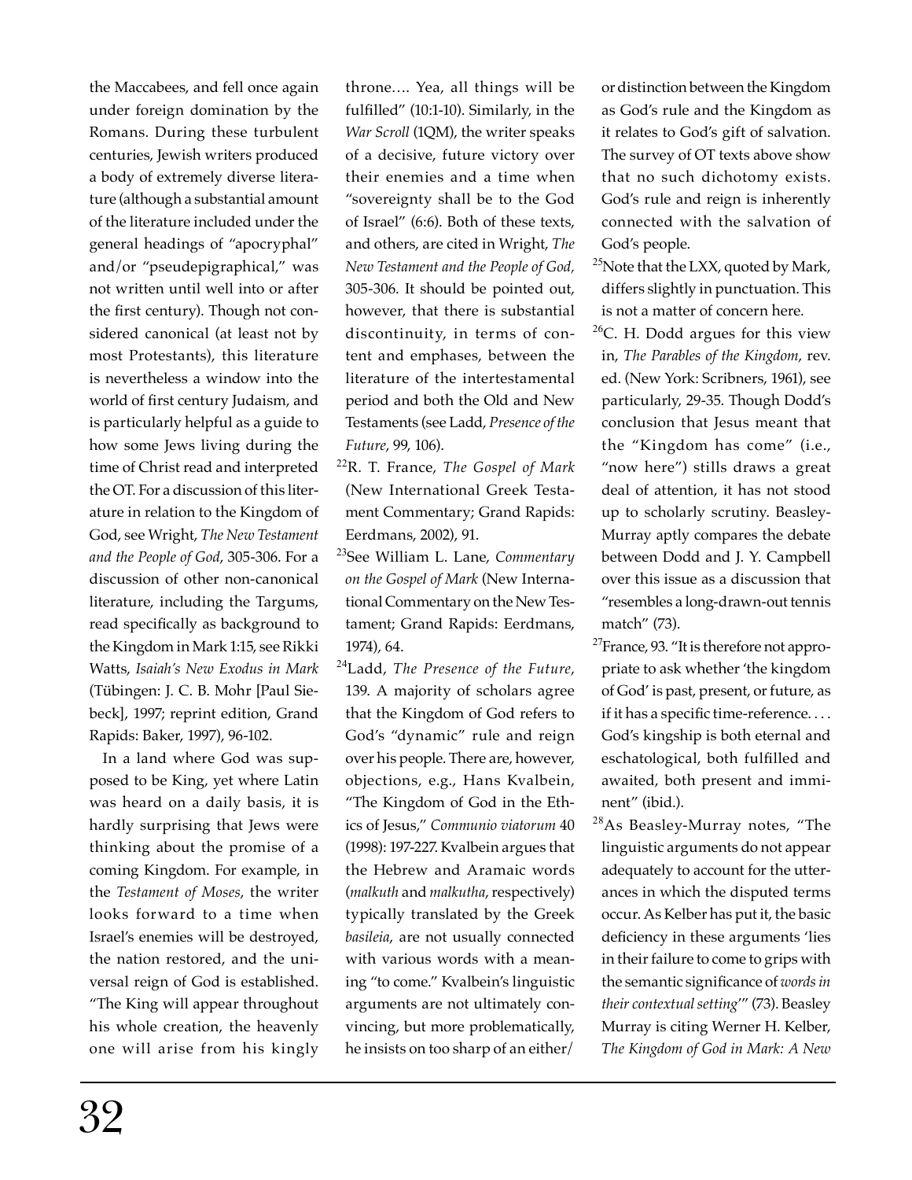the Maccabees, and fell once again under foreign domination by the Romans. During these turbulent centuries, Jewish writers produced a body of extremely diverse literature (although a substantial amount of the literature included under the general headings of "apocryphal" and/or "pseudepigraphical," was not written until well into or after the first century). Though not considered canonical (at least not by most Protestants), this literature is nevertheless a window into the world of first century Judaism, and is particularly helpful as a guide to how some Jews living during the time of Christ read and interpreted the OT. For a discussion of this literature in relation to the Kingdom of God, see Wright, *The New Testament and the People of God*, 305-306. For a discussion of other non-canonical literature, including the Targums, read specifically as background to the Kingdom in Mark 1:15, see Rikki Watts, *Isaiah's New Exodus in Mark* (Tübingen: J. C. B. Mohr [Paul Siebeck], 1997; reprint edition, Grand Rapids: Baker, 1997), 96-102.

In a land where God was supposed to be King, yet where Latin was heard on a daily basis, it is hardly surprising that Jews were thinking about the promise of a coming Kingdom. For example, in the *Testament of Moses*, the writer looks forward to a time when Israel's enemies will be destroyed, the nation restored, and the universal reign of God is established. "The King will appear throughout his whole creation, the heavenly one will arise from his kingly throne…. Yea, all things will be fulfilled" (10:1-10). Similarly, in the *War Scroll* (1QM), the writer speaks of a decisive, future victory over their enemies and a time when "sovereignty shall be to the God of Israel" (6:6). Both of these texts, and others, are cited in Wright, *The New Testament and the People of God,* 305-306. It should be pointed out, however, that there is substantial discontinuity, in terms of content and emphases, between the literature of the intertestamental period and both the Old and New Testaments (see Ladd, *Presence of the Future*, 99, 106).

[22]R. T. France, *The Gospel of Mark* (New International Greek Testament Commentary; Grand Rapids: Eerdmans, 2002), 91.

[23]See William L. Lane, *Commentary on the Gospel of Mark* (New International Commentary on the New Testament; Grand Rapids: Eerdmans, 1974), 64.

[24]Ladd, *The Presence of the Future*, 139. A majority of scholars agree that the Kingdom of God refers to God's "dynamic" rule and reign over his people. There are, however, objections, e.g., Hans Kvalbein, "The Kingdom of God in the Ethics of Jesus," *Communio viatorum* 40 (1998): 197-227. Kvalbein argues that the Hebrew and Aramaic words (*malkuth* and *malkutha*, respectively) typically translated by the Greek *basileia*, are not usually connected with various words with a meaning "to come." Kvalbein's linguistic arguments are not ultimately convincing, but more problematically, he insists on too sharp of an either/or distinction between the Kingdom as God's rule and the Kingdom as it relates to God's gift of salvation. The survey of OT texts above show that no such dichotomy exists. God's rule and reign is inherently connected with the salvation of God's people.

[25]Note that the LXX, quoted by Mark, differs slightly in punctuation. This is not a matter of concern here.

[26]C. H. Dodd argues for this view in, *The Parables of the Kingdom*, rev. ed. (New York: Scribners, 1961), see particularly, 29-35. Though Dodd's conclusion that Jesus meant that the "Kingdom has come" (i.e., "now here") stills draws a great deal of attention, it has not stood up to scholarly scrutiny. Beasley-Murray aptly compares the debate between Dodd and J. Y. Campbell over this issue as a discussion that "resembles a long-drawn-out tennis match" (73).

[27]France, 93. "It is therefore not appropriate to ask whether 'the kingdom of God' is past, present, or future, as if it has a specific time-reference. . . . God's kingship is both eternal and eschatological, both fulfilled and awaited, both present and imminent" (ibid.).

[28]As Beasley-Murray notes, "The linguistic arguments do not appear adequately to account for the utterances in which the disputed terms occur. As Kelber has put it, the basic deficiency in these arguments 'lies in their failure to come to grips with the semantic significance of *words in their contextual setting*'" (73). Beasley Murray is citing Werner H. Kelber, *The Kingdom of God in Mark: A New*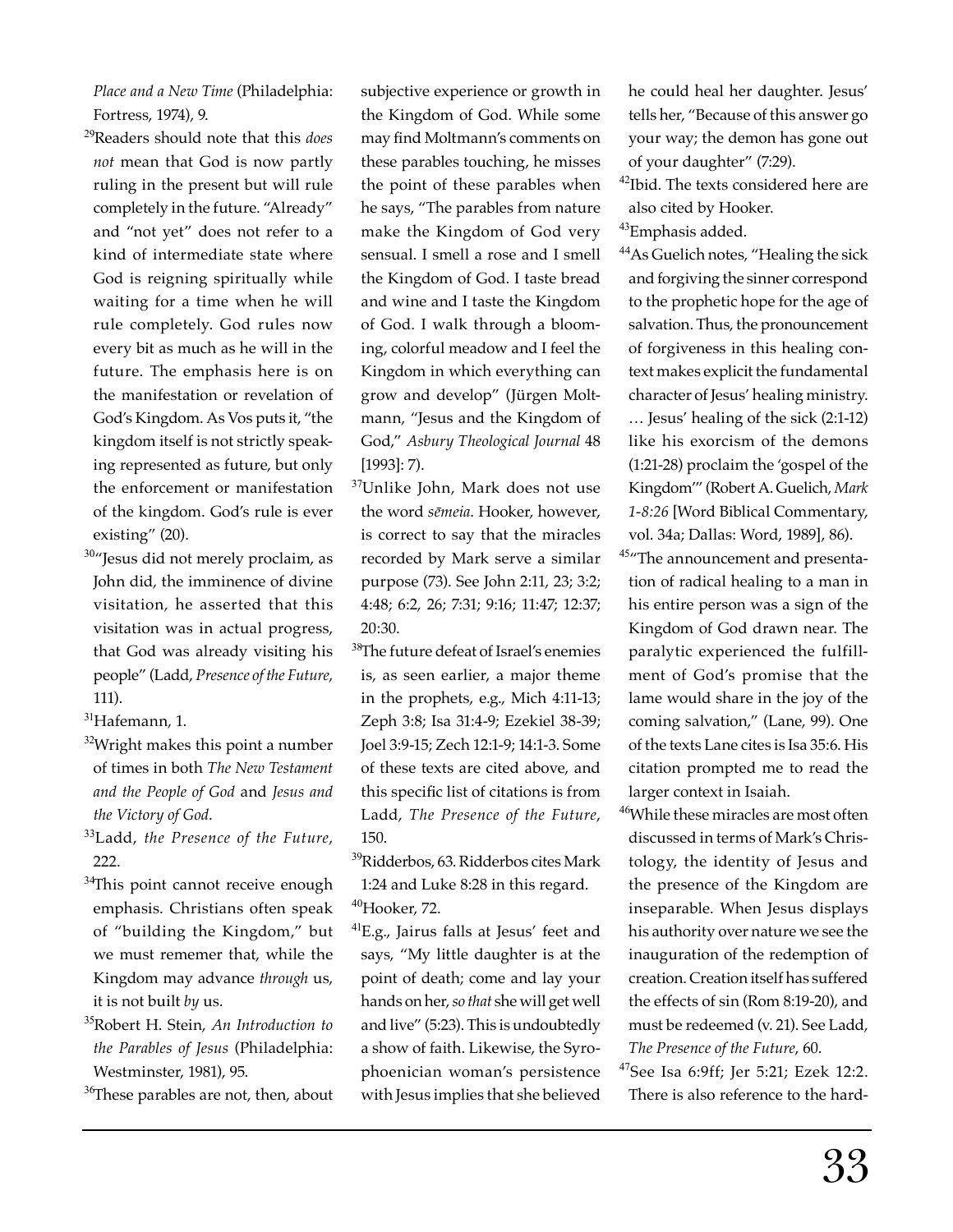*Place and a New Time* (Philadelphia: Fortress, 1974), 9.

[29]Readers should note that this *does not* mean that God is now partly ruling in the present but will rule completely in the future. "Already" and "not yet" does not refer to a kind of intermediate state where God is reigning spiritually while waiting for a time when he will rule completely. God rules now every bit as much as he will in the future. The emphasis here is on the manifestation or revelation of God's Kingdom. As Vos puts it, "the kingdom itself is not strictly speaking represented as future, but only the enforcement or manifestation of the kingdom. God's rule is ever existing" (20).

[30]"Jesus did not merely proclaim, as John did, the imminence of divine visitation, he asserted that this visitation was in actual progress, that God was already visiting his people" (Ladd, *Presence of the Future*, 111).

[31]Hafemann, 1.

[32]Wright makes this point a number of times in both *The New Testament and the People of God* and *Jesus and the Victory of God*.

[33]Ladd, *the Presence of the Future*, 222.

[34]This point cannot receive enough emphasis. Christians often speak of "building the Kingdom," but we must rememer that, while the Kingdom may advance *through* us, it is not built *by* us.

[35]Robert H. Stein, *An Introduction to the Parables of Jesus* (Philadelphia: Westminster, 1981), 95.

[36]These parables are not, then, about subjective experience or growth in the Kingdom of God. While some may find Moltmann's comments on these parables touching, he misses the point of these parables when he says, "The parables from nature make the Kingdom of God very sensual. I smell a rose and I smell the Kingdom of God. I taste bread and wine and I taste the Kingdom of God. I walk through a blooming, colorful meadow and I feel the Kingdom in which everything can grow and develop" (Jürgen Moltmann, "Jesus and the Kingdom of God," *Asbury Theological Journal* 48 [1993]: 7).

[37]Unlike John, Mark does not use the word *sēmeia*. Hooker, however, is correct to say that the miracles recorded by Mark serve a similar purpose (73). See John 2:11, 23; 3:2; 4:48; 6:2, 26; 7:31; 9:16; 11:47; 12:37; 20:30.

[38]The future defeat of Israel's enemies is, as seen earlier, a major theme in the prophets, e.g., Mich 4:11-13; Zeph 3:8; Isa 31:4-9; Ezekiel 38-39; Joel 3:9-15; Zech 12:1-9; 14:1-3. Some of these texts are cited above, and this specific list of citations is from Ladd, *The Presence of the Future*, 150.

[39]Ridderbos, 63. Ridderbos cites Mark 1:24 and Luke 8:28 in this regard.

[40]Hooker, 72.

[41]E.g., Jairus falls at Jesus' feet and says, "My little daughter is at the point of death; come and lay your hands on her, *so that* she will get well and live" (5:23). This is undoubtedly a show of faith. Likewise, the Syrophoenician woman's persistence with Jesus implies that she believed he could heal her daughter. Jesus' tells her, "Because of this answer go your way; the demon has gone out of your daughter" (7:29).

[42]Ibid. The texts considered here are also cited by Hooker.

[43]Emphasis added.

[44]As Guelich notes, "Healing the sick and forgiving the sinner correspond to the prophetic hope for the age of salvation. Thus, the pronouncement of forgiveness in this healing context makes explicit the fundamental character of Jesus' healing ministry. … Jesus' healing of the sick (2:1-12) like his exorcism of the demons (1:21-28) proclaim the 'gospel of the Kingdom'" (Robert A. Guelich, *Mark 1-8:26* [Word Biblical Commentary, vol. 34a; Dallas: Word, 1989], 86).

[45]"The announcement and presentation of radical healing to a man in his entire person was a sign of the Kingdom of God drawn near. The paralytic experienced the fulfillment of God's promise that the lame would share in the joy of the coming salvation," (Lane, 99). One of the texts Lane cites is Isa 35:6. His citation prompted me to read the larger context in Isaiah.

[46]While these miracles are most often discussed in terms of Mark's Christology, the identity of Jesus and the presence of the Kingdom are inseparable. When Jesus displays his authority over nature we see the inauguration of the redemption of creation. Creation itself has suffered the effects of sin (Rom 8:19-20), and must be redeemed (v. 21). See Ladd, *The Presence of the Future*, 60.

[47]See Isa 6:9ff; Jer 5:21; Ezek 12:2. There is also reference to the hard-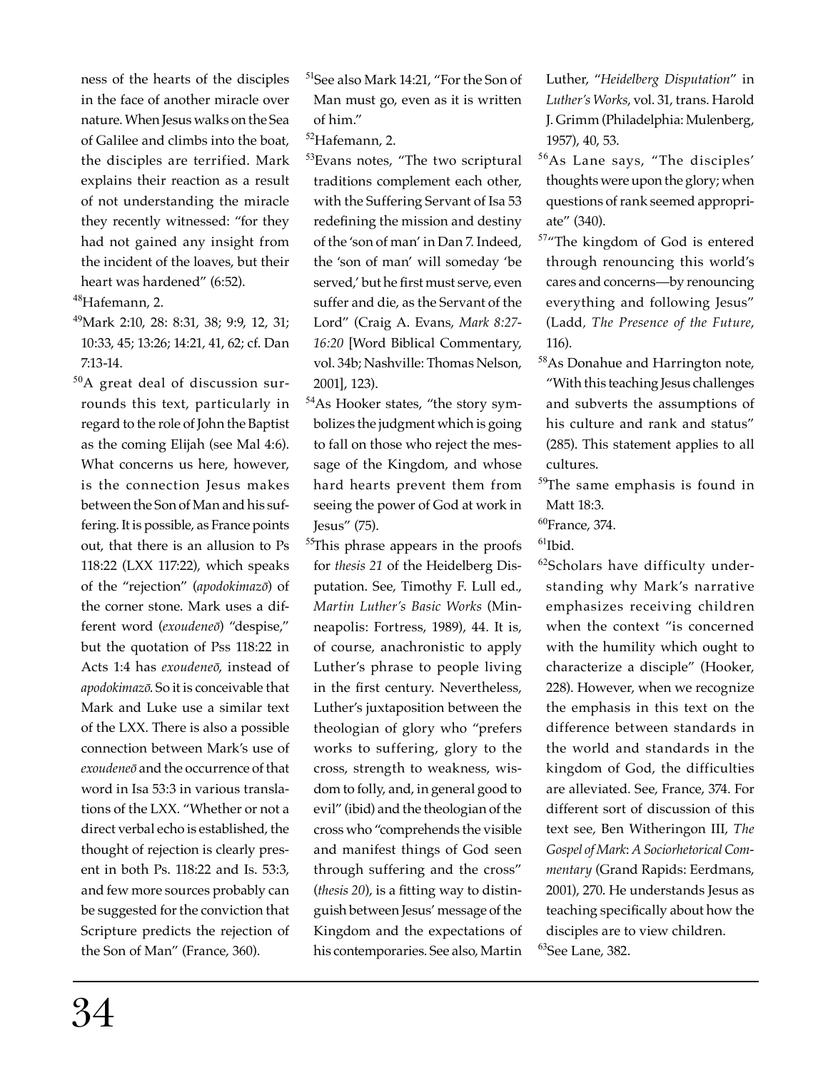ness of the hearts of the disciples in the face of another miracle over nature. When Jesus walks on the Sea of Galilee and climbs into the boat, the disciples are terrified. Mark explains their reaction as a result of not understanding the miracle they recently witnessed: "for they had not gained any insight from the incident of the loaves, but their heart was hardened" (6:52).

[48]Hafemann, 2.

[49]Mark 2:10, 28: 8:31, 38; 9:9, 12, 31; 10:33, 45; 13:26; 14:21, 41, 62; cf. Dan 7:13-14.

[50]A great deal of discussion surrounds this text, particularly in regard to the role of John the Baptist as the coming Elijah (see Mal 4:6). What concerns us here, however, is the connection Jesus makes between the Son of Man and his suffering. It is possible, as France points out, that there is an allusion to Ps 118:22 (LXX 117:22), which speaks of the "rejection" (*apodokimazō*) of the corner stone. Mark uses a different word (*exoudeneō*) "despise," but the quotation of Pss 118:22 in Acts 1:4 has *exoudeneō*, instead of *apodokimazō*. So it is conceivable that Mark and Luke use a similar text of the LXX. There is also a possible connection between Mark's use of *exoudeneō* and the occurrence of that word in Isa 53:3 in various translations of the LXX. "Whether or not a direct verbal echo is established, the thought of rejection is clearly present in both Ps. 118:22 and Is. 53:3, and few more sources probably can be suggested for the conviction that Scripture predicts the rejection of the Son of Man" (France, 360).

[51]See also Mark 14:21, "For the Son of Man must go, even as it is written of him."

[52]Hafemann, 2.

[53]Evans notes, "The two scriptural traditions complement each other, with the Suffering Servant of Isa 53 redefining the mission and destiny of the 'son of man' in Dan 7. Indeed, the 'son of man' will someday 'be served,' but he first must serve, even suffer and die, as the Servant of the Lord" (Craig A. Evans, *Mark 8:27-16:20* [Word Biblical Commentary, vol. 34b; Nashville: Thomas Nelson, 2001], 123).

[54]As Hooker states, "the story symbolizes the judgment which is going to fall on those who reject the message of the Kingdom, and whose hard hearts prevent them from seeing the power of God at work in Jesus" (75).

[55]This phrase appears in the proofs for *thesis 21* of the Heidelberg Disputation. See, Timothy F. Lull ed., *Martin Luther's Basic Works* (Minneapolis: Fortress, 1989), 44. It is, of course, anachronistic to apply Luther's phrase to people living in the first century. Nevertheless, Luther's juxtaposition between the theologian of glory who "prefers works to suffering, glory to the cross, strength to weakness, wisdom to folly, and, in general good to evil" (ibid) and the theologian of the cross who "comprehends the visible and manifest things of God seen through suffering and the cross" (*thesis 20*), is a fitting way to distinguish between Jesus' message of the Kingdom and the expectations of his contemporaries. See also, Martin Luther, "*Heidelberg Disputation*" in *Luther's Works*, vol. 31, trans. Harold J. Grimm (Philadelphia: Mulenberg, 1957), 40, 53.

[56]As Lane says, "The disciples' thoughts were upon the glory; when questions of rank seemed appropriate" (340).

[57]"The kingdom of God is entered through renouncing this world's cares and concerns—by renouncing everything and following Jesus" (Ladd, *The Presence of the Future*, 116).

[58]As Donahue and Harrington note, "With this teaching Jesus challenges and subverts the assumptions of his culture and rank and status" (285). This statement applies to all cultures.

[59]The same emphasis is found in Matt 18:3.

[60]France, 374.

[61]Ibid.

[62]Scholars have difficulty understanding why Mark's narrative emphasizes receiving children when the context "is concerned with the humility which ought to characterize a disciple" (Hooker, 228). However, when we recognize the emphasis in this text on the difference between standards in the world and standards in the kingdom of God, the difficulties are alleviated. See, France, 374. For different sort of discussion of this text see, Ben Witheringon III, *The Gospel of Mark*: *A Sociorhetorical Commentary* (Grand Rapids: Eerdmans, 2001), 270. He understands Jesus as teaching specifically about how the disciples are to view children.

[63]See Lane, 382.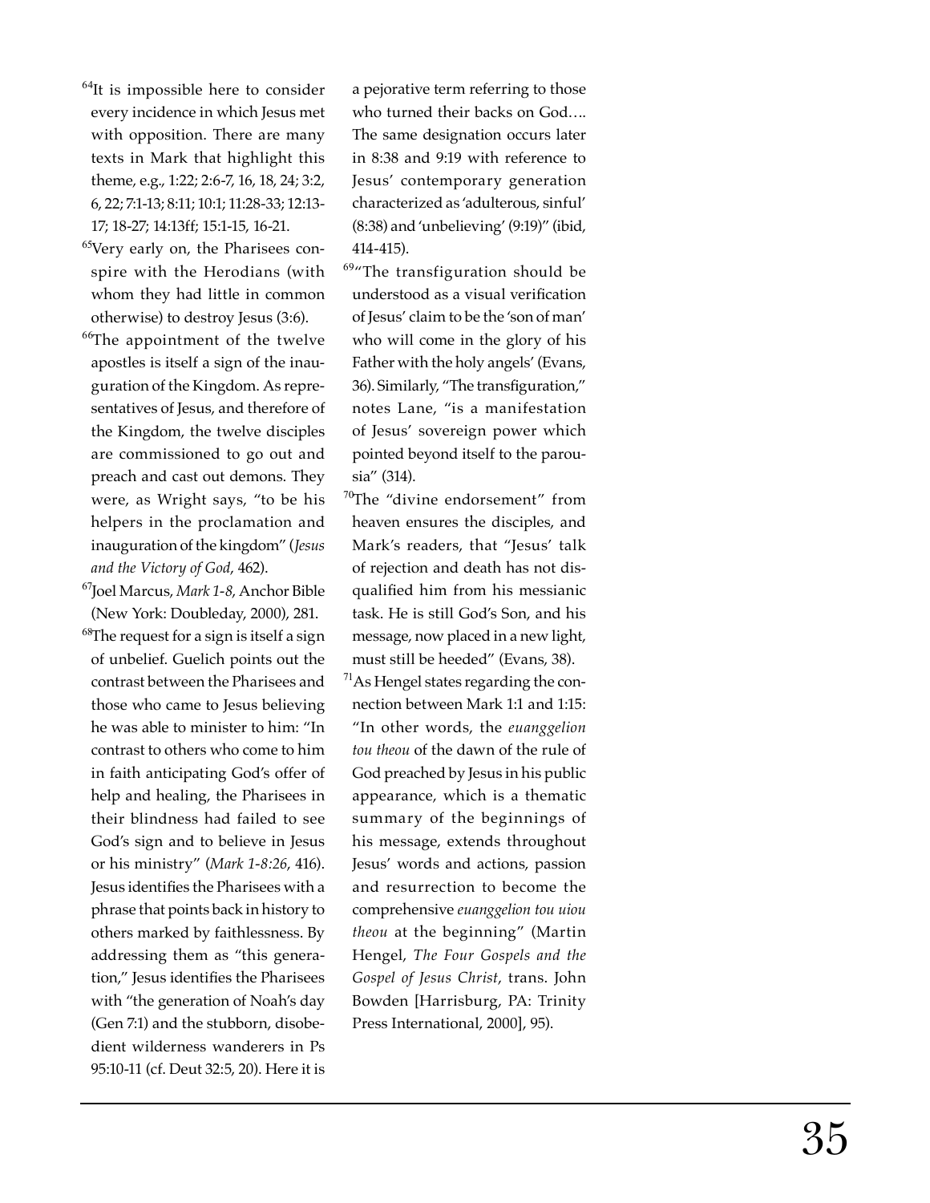[64]It is impossible here to consider every incidence in which Jesus met with opposition. There are many texts in Mark that highlight this theme, e.g., 1:22; 2:6-7, 16, 18, 24; 3:2, 6, 22; 7:1-13; 8:11; 10:1; 11:28-33; 12:13-17; 18-27; 14:13ff; 15:1-15, 16-21.

[65]Very early on, the Pharisees conspire with the Herodians (with whom they had little in common otherwise) to destroy Jesus (3:6).

[66]The appointment of the twelve apostles is itself a sign of the inauguration of the Kingdom. As representatives of Jesus, and therefore of the Kingdom, the twelve disciples are commissioned to go out and preach and cast out demons. They were, as Wright says, "to be his helpers in the proclamation and inauguration of the kingdom" (*Jesus and the Victory of God*, 462).

[67]Joel Marcus, *Mark 1-8*, Anchor Bible (New York: Doubleday, 2000), 281.

[68]The request for a sign is itself a sign of unbelief. Guelich points out the contrast between the Pharisees and those who came to Jesus believing he was able to minister to him: "In contrast to others who come to him in faith anticipating God's offer of help and healing, the Pharisees in their blindness had failed to see God's sign and to believe in Jesus or his ministry" (*Mark 1-8:26*, 416). Jesus identifies the Pharisees with a phrase that points back in history to others marked by faithlessness. By addressing them as "this generation," Jesus identifies the Pharisees with "the generation of Noah's day (Gen 7:1) and the stubborn, disobedient wilderness wanderers in Ps 95:10-11 (cf. Deut 32:5, 20). Here it is a pejorative term referring to those who turned their backs on God…. The same designation occurs later in 8:38 and 9:19 with reference to Jesus' contemporary generation characterized as 'adulterous, sinful' (8:38) and 'unbelieving' (9:19)" (ibid, 414-415).

[69]"The transfiguration should be understood as a visual verification of Jesus' claim to be the 'son of man' who will come in the glory of his Father with the holy angels' (Evans, 36). Similarly, "The transfiguration," notes Lane, "is a manifestation of Jesus' sovereign power which pointed beyond itself to the parousia" (314).

[70]The "divine endorsement" from heaven ensures the disciples, and Mark's readers, that "Jesus' talk of rejection and death has not disqualified him from his messianic task. He is still God's Son, and his message, now placed in a new light, must still be heeded" (Evans, 38).

[71]As Hengel states regarding the connection between Mark 1:1 and 1:15: "In other words, the *euanggelion tou theou* of the dawn of the rule of God preached by Jesus in his public appearance, which is a thematic summary of the beginnings of his message, extends throughout Jesus' words and actions, passion and resurrection to become the comprehensive *euanggelion tou uiou theou* at the beginning" (Martin Hengel, *The Four Gospels and the Gospel of Jesus Christ*, trans. John Bowden [Harrisburg, PA: Trinity Press International, 2000], 95).